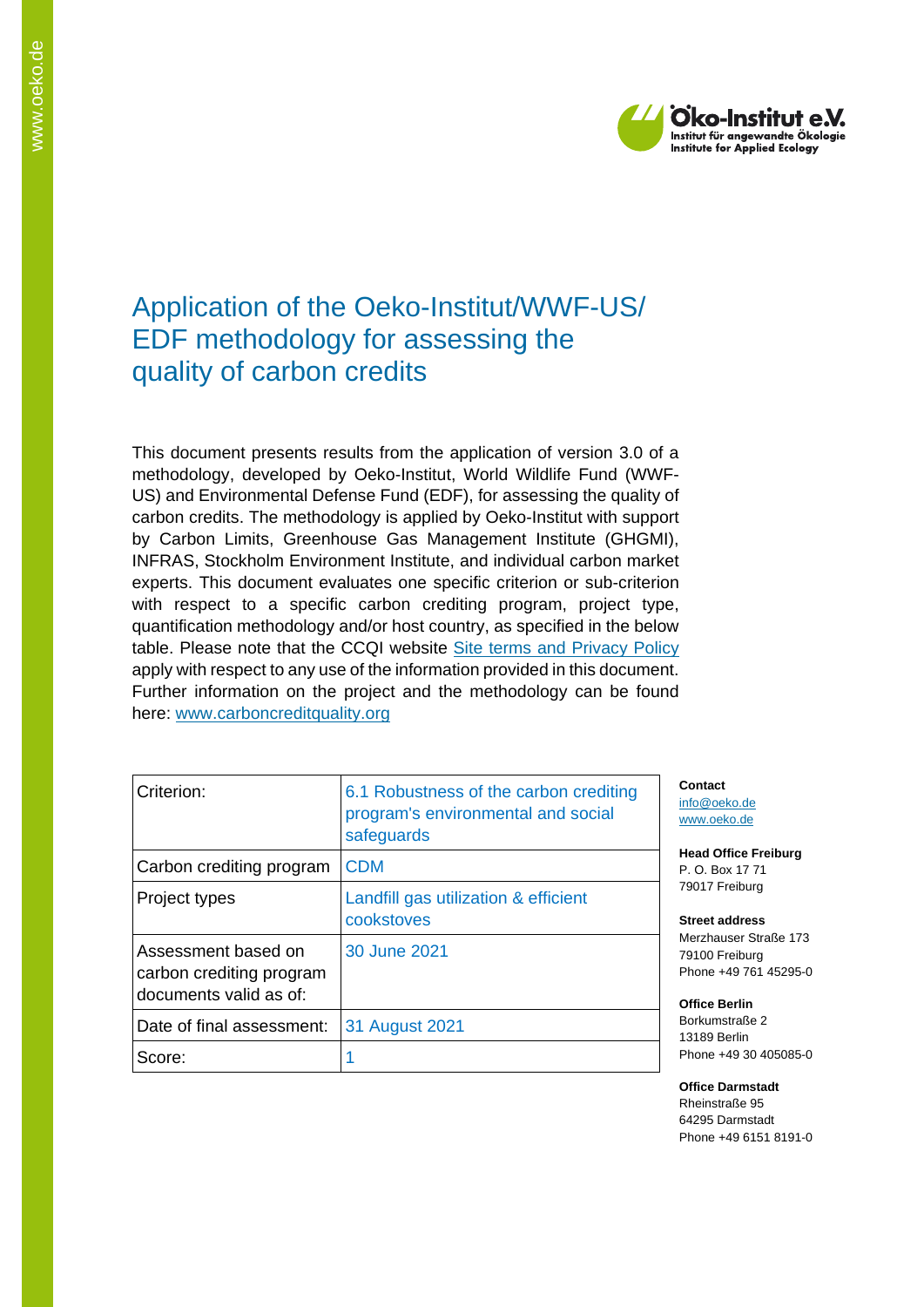# Application of the Oeko-Institut/WWF-US/EDF methodology for assessing the quality of carbon credits

This document presents results from the application of version 3.0 of a methodology, developed by Oeko-Institut, World Wildlife Fund (WWF-US) and Environmental Defense Fund (EDF), for assessing the quality of carbon credits. The methodology is applied by Oeko-Institut with support by Carbon Limits, Greenhouse Gas Management Institute (GHGMI), INFRAS, Stockholm Environment Institute, and individual carbon market experts. This document evaluates one specific criterion or sub-criterion with respect to a specific carbon crediting program, project type, quantification methodology and/or host country, as specified in the below table. Please note that the CCQI website [Site terms and Privacy Policy] apply with respect to any use of the information provided in this document. Further information on the project and the methodology can be found here: www.carboncreditquality.org

| Criterion: | 6.1 Robustness of the carbon crediting program's environmental and social safeguards |
| --- | --- |
| Carbon crediting program | CDM |
| Project types | Landfill gas utilization & efficient cookstoves |
| Assessment based on carbon crediting program documents valid as of: | 30 June 2021 |
| Date of final assessment: | 31 August 2021 |
| Score: | 1 |

**Contact**
info@oeko.de
www.oeko.de

**Head Office Freiburg**
P. O. Box 17 71
79017 Freiburg

**Street address**
Merzhauser Straße 173
79100 Freiburg
Phone +49 761 45295-0

**Office Berlin**
Borkumstraße 2
13189 Berlin
Phone +49 30 405085-0

**Office Darmstadt**
Rheinstraße 95
64295 Darmstadt
Phone +49 6151 8191-0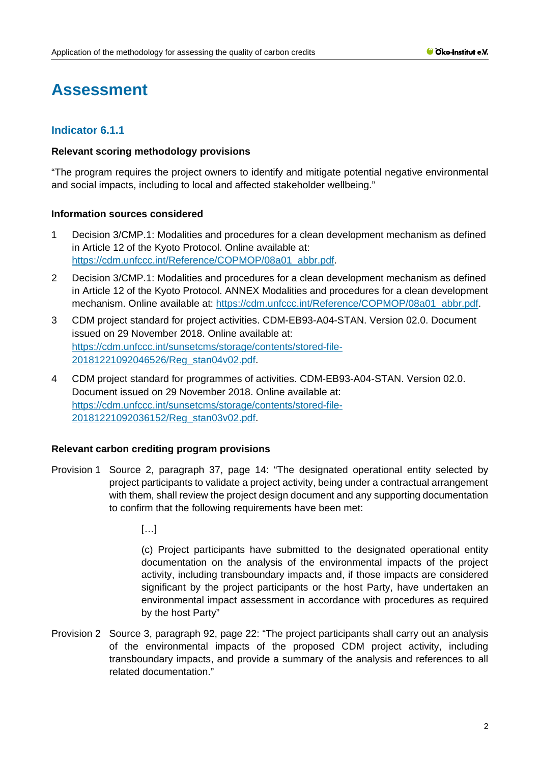# Assessment

## Indicator 6.1.1

### Relevant scoring methodology provisions

"The program requires the project owners to identify and mitigate potential negative environmental and social impacts, including to local and affected stakeholder wellbeing."

### Information sources considered

1. Decision 3/CMP.1: Modalities and procedures for a clean development mechanism as defined in Article 12 of the Kyoto Protocol. Online available at: https://cdm.unfccc.int/Reference/COPMOP/08a01_abbr.pdf.
2. Decision 3/CMP.1: Modalities and procedures for a clean development mechanism as defined in Article 12 of the Kyoto Protocol. ANNEX Modalities and procedures for a clean development mechanism. Online available at: https://cdm.unfccc.int/Reference/COPMOP/08a01_abbr.pdf.
3. CDM project standard for project activities. CDM-EB93-A04-STAN. Version 02.0. Document issued on 29 November 2018. Online available at: https://cdm.unfccc.int/sunsetcms/storage/contents/stored-file-20181221092046526/Reg_stan04v02.pdf.
4. CDM project standard for programmes of activities. CDM-EB93-A04-STAN. Version 02.0. Document issued on 29 November 2018. Online available at: https://cdm.unfccc.int/sunsetcms/storage/contents/stored-file-20181221092036152/Reg_stan03v02.pdf.

### Relevant carbon crediting program provisions

Provision 1 Source 2, paragraph 37, page 14: "The designated operational entity selected by project participants to validate a project activity, being under a contractual arrangement with them, shall review the project design document and any supporting documentation to confirm that the following requirements have been met:

> […]
>
> (c) Project participants have submitted to the designated operational entity documentation on the analysis of the environmental impacts of the project activity, including transboundary impacts and, if those impacts are considered significant by the project participants or the host Party, have undertaken an environmental impact assessment in accordance with procedures as required by the host Party"

Provision 2 Source 3, paragraph 92, page 22: "The project participants shall carry out an analysis of the environmental impacts of the proposed CDM project activity, including transboundary impacts, and provide a summary of the analysis and references to all related documentation."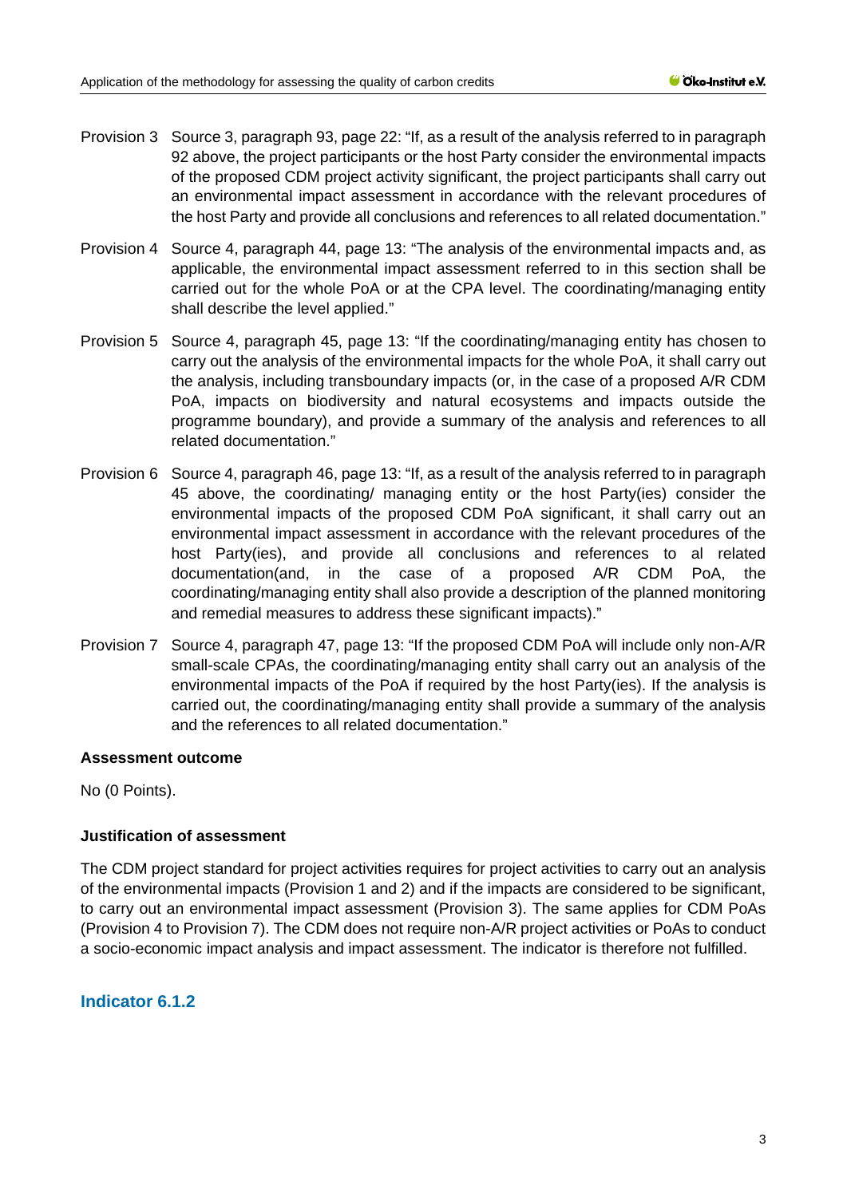Provision 3 Source 3, paragraph 93, page 22: "If, as a result of the analysis referred to in paragraph 92 above, the project participants or the host Party consider the environmental impacts of the proposed CDM project activity significant, the project participants shall carry out an environmental impact assessment in accordance with the relevant procedures of the host Party and provide all conclusions and references to all related documentation."

Provision 4 Source 4, paragraph 44, page 13: "The analysis of the environmental impacts and, as applicable, the environmental impact assessment referred to in this section shall be carried out for the whole PoA or at the CPA level. The coordinating/managing entity shall describe the level applied."

Provision 5 Source 4, paragraph 45, page 13: "If the coordinating/managing entity has chosen to carry out the analysis of the environmental impacts for the whole PoA, it shall carry out the analysis, including transboundary impacts (or, in the case of a proposed A/R CDM PoA, impacts on biodiversity and natural ecosystems and impacts outside the programme boundary), and provide a summary of the analysis and references to all related documentation."

Provision 6 Source 4, paragraph 46, page 13: "If, as a result of the analysis referred to in paragraph 45 above, the coordinating/ managing entity or the host Party(ies) consider the environmental impacts of the proposed CDM PoA significant, it shall carry out an environmental impact assessment in accordance with the relevant procedures of the host Party(ies), and provide all conclusions and references to al related documentation(and, in the case of a proposed A/R CDM PoA, the coordinating/managing entity shall also provide a description of the planned monitoring and remedial measures to address these significant impacts)."

Provision 7 Source 4, paragraph 47, page 13: "If the proposed CDM PoA will include only non-A/R small-scale CPAs, the coordinating/managing entity shall carry out an analysis of the environmental impacts of the PoA if required by the host Party(ies). If the analysis is carried out, the coordinating/managing entity shall provide a summary of the analysis and the references to all related documentation."

**Assessment outcome**

No (0 Points).

**Justification of assessment**

The CDM project standard for project activities requires for project activities to carry out an analysis of the environmental impacts (Provision 1 and 2) and if the impacts are considered to be significant, to carry out an environmental impact assessment (Provision 3). The same applies for CDM PoAs (Provision 4 to Provision 7). The CDM does not require non-A/R project activities or PoAs to conduct a socio-economic impact analysis and impact assessment. The indicator is therefore not fulfilled.

### Indicator 6.1.2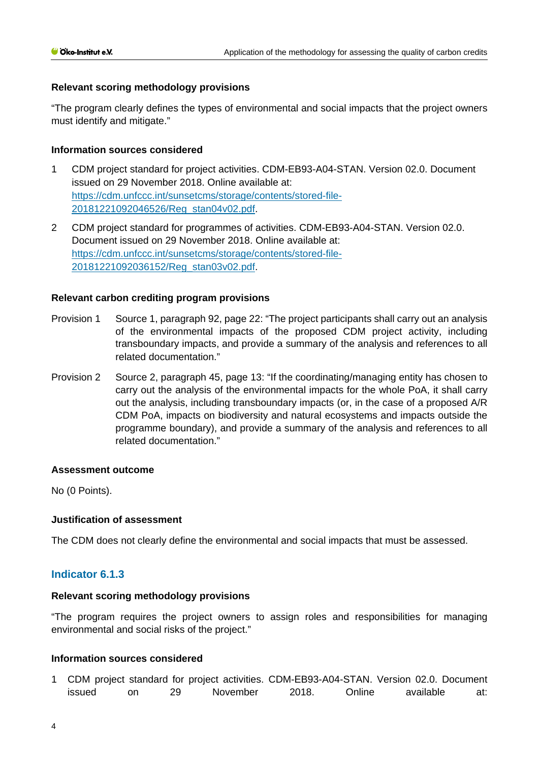### Relevant scoring methodology provisions

"The program clearly defines the types of environmental and social impacts that the project owners must identify and mitigate."

### Information sources considered

1. CDM project standard for project activities. CDM-EB93-A04-STAN. Version 02.0. Document issued on 29 November 2018. Online available at: https://cdm.unfccc.int/sunsetcms/storage/contents/stored-file-20181221092046526/Reg_stan04v02.pdf.
2. CDM project standard for programmes of activities. CDM-EB93-A04-STAN. Version 02.0. Document issued on 29 November 2018. Online available at: https://cdm.unfccc.int/sunsetcms/storage/contents/stored-file-20181221092036152/Reg_stan03v02.pdf.

### Relevant carbon crediting program provisions

Provision 1 Source 1, paragraph 92, page 22: "The project participants shall carry out an analysis of the environmental impacts of the proposed CDM project activity, including transboundary impacts, and provide a summary of the analysis and references to all related documentation."

Provision 2 Source 2, paragraph 45, page 13: "If the coordinating/managing entity has chosen to carry out the analysis of the environmental impacts for the whole PoA, it shall carry out the analysis, including transboundary impacts (or, in the case of a proposed A/R CDM PoA, impacts on biodiversity and natural ecosystems and impacts outside the programme boundary), and provide a summary of the analysis and references to all related documentation."

### Assessment outcome

No (0 Points).

### Justification of assessment

The CDM does not clearly define the environmental and social impacts that must be assessed.

## Indicator 6.1.3

### Relevant scoring methodology provisions

"The program requires the project owners to assign roles and responsibilities for managing environmental and social risks of the project."

### Information sources considered

1. CDM project standard for project activities. CDM-EB93-A04-STAN. Version 02.0. Document issued on 29 November 2018. Online available at: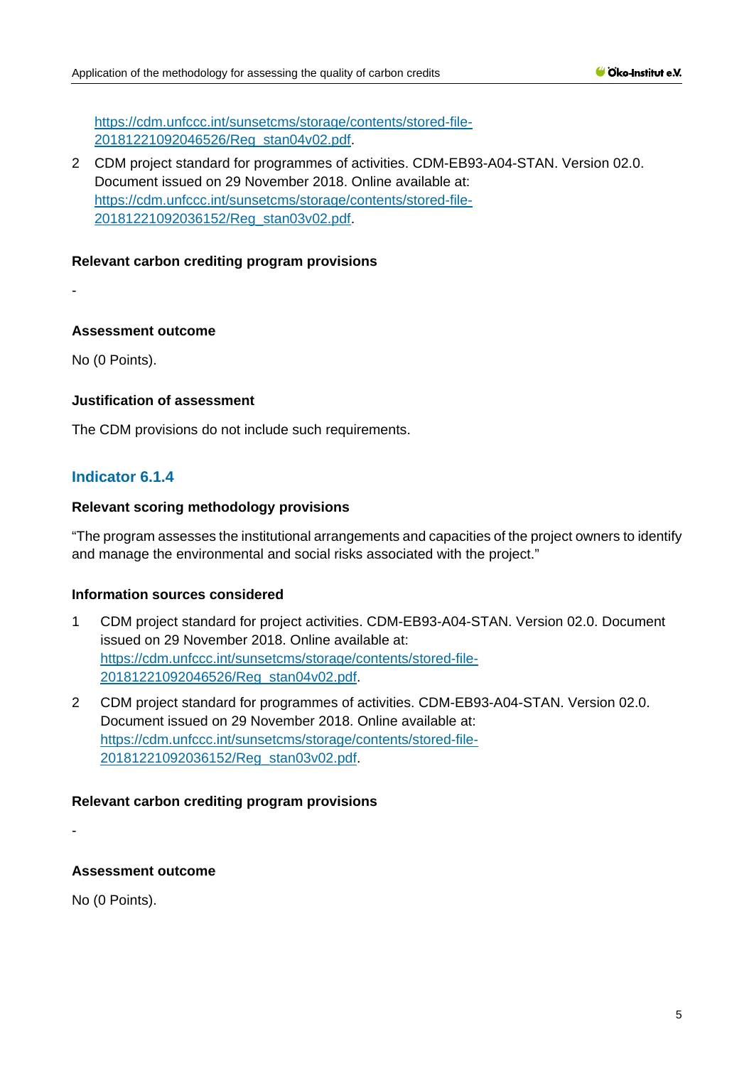[https://cdm.unfccc.int/sunsetcms/storage/contents/stored-file-20181221092046526/Reg_stan04v02.pdf](https://cdm.unfccc.int/sunsetcms/storage/contents/stored-file-20181221092046526/Reg_stan04v02.pdf).

2 CDM project standard for programmes of activities. CDM-EB93-A04-STAN. Version 02.0. Document issued on 29 November 2018. Online available at: [https://cdm.unfccc.int/sunsetcms/storage/contents/stored-file-20181221092036152/Reg_stan03v02.pdf](https://cdm.unfccc.int/sunsetcms/storage/contents/stored-file-20181221092036152/Reg_stan03v02.pdf).

**Relevant carbon crediting program provisions**

-

**Assessment outcome**

No (0 Points).

**Justification of assessment**

The CDM provisions do not include such requirements.

## Indicator 6.1.4

**Relevant scoring methodology provisions**

"The program assesses the institutional arrangements and capacities of the project owners to identify and manage the environmental and social risks associated with the project."

**Information sources considered**

1 CDM project standard for project activities. CDM-EB93-A04-STAN. Version 02.0. Document issued on 29 November 2018. Online available at: [https://cdm.unfccc.int/sunsetcms/storage/contents/stored-file-20181221092046526/Reg_stan04v02.pdf](https://cdm.unfccc.int/sunsetcms/storage/contents/stored-file-20181221092046526/Reg_stan04v02.pdf).

2 CDM project standard for programmes of activities. CDM-EB93-A04-STAN. Version 02.0. Document issued on 29 November 2018. Online available at: [https://cdm.unfccc.int/sunsetcms/storage/contents/stored-file-20181221092036152/Reg_stan03v02.pdf](https://cdm.unfccc.int/sunsetcms/storage/contents/stored-file-20181221092036152/Reg_stan03v02.pdf).

**Relevant carbon crediting program provisions**

-

**Assessment outcome**

No (0 Points).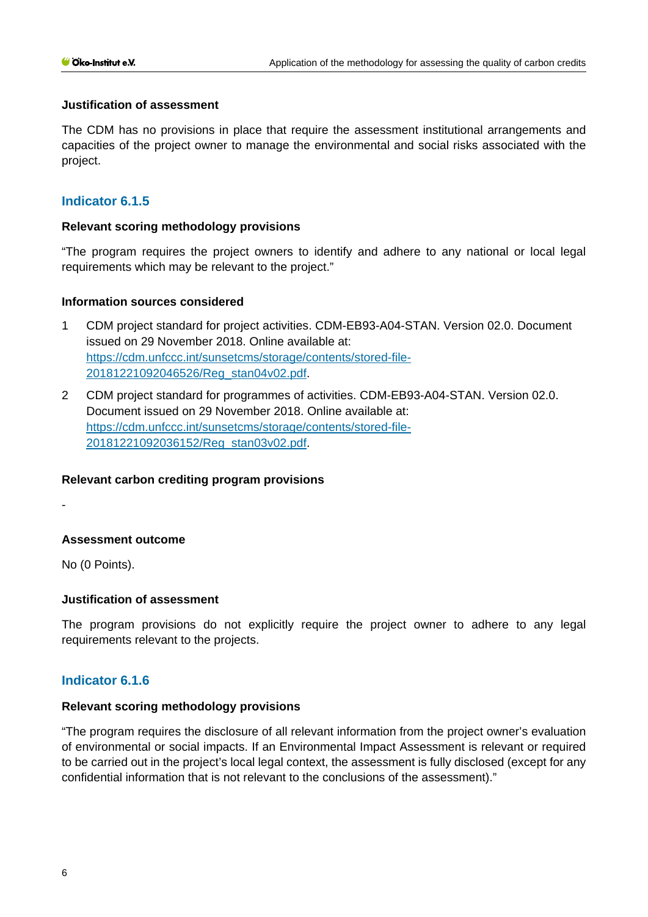#### Justification of assessment

The CDM has no provisions in place that require the assessment institutional arrangements and capacities of the project owner to manage the environmental and social risks associated with the project.

### Indicator 6.1.5

#### Relevant scoring methodology provisions

"The program requires the project owners to identify and adhere to any national or local legal requirements which may be relevant to the project."

#### Information sources considered

1. CDM project standard for project activities. CDM-EB93-A04-STAN. Version 02.0. Document issued on 29 November 2018. Online available at: https://cdm.unfccc.int/sunsetcms/storage/contents/stored-file-20181221092046526/Reg_stan04v02.pdf.
2. CDM project standard for programmes of activities. CDM-EB93-A04-STAN. Version 02.0. Document issued on 29 November 2018. Online available at: https://cdm.unfccc.int/sunsetcms/storage/contents/stored-file-20181221092036152/Reg_stan03v02.pdf.

#### Relevant carbon crediting program provisions

-

#### Assessment outcome

No (0 Points).

#### Justification of assessment

The program provisions do not explicitly require the project owner to adhere to any legal requirements relevant to the projects.

### Indicator 6.1.6

#### Relevant scoring methodology provisions

"The program requires the disclosure of all relevant information from the project owner's evaluation of environmental or social impacts. If an Environmental Impact Assessment is relevant or required to be carried out in the project's local legal context, the assessment is fully disclosed (except for any confidential information that is not relevant to the conclusions of the assessment)."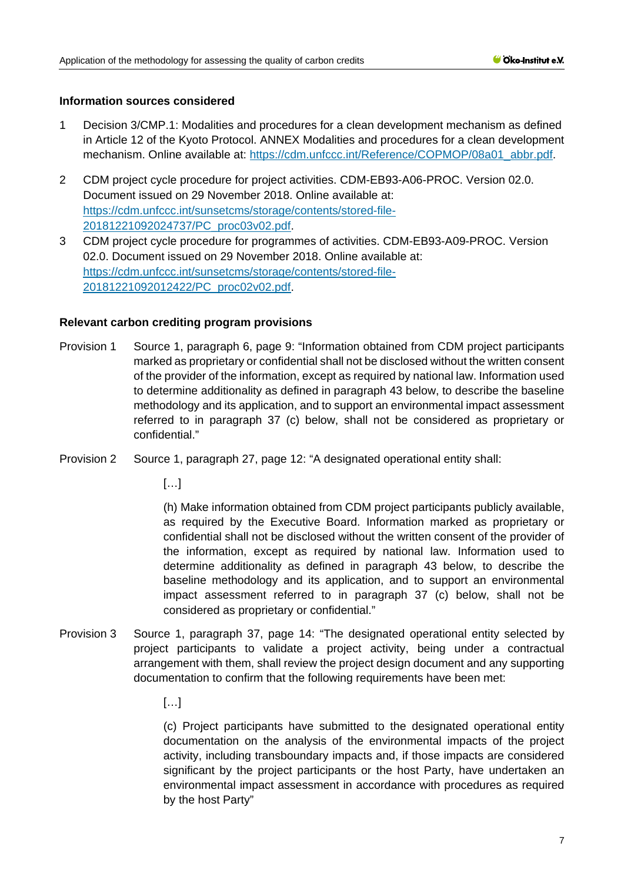#### Information sources considered

1. Decision 3/CMP.1: Modalities and procedures for a clean development mechanism as defined in Article 12 of the Kyoto Protocol. ANNEX Modalities and procedures for a clean development mechanism. Online available at: https://cdm.unfccc.int/Reference/COPMOP/08a01_abbr.pdf.
2. CDM project cycle procedure for project activities. CDM-EB93-A06-PROC. Version 02.0. Document issued on 29 November 2018. Online available at: https://cdm.unfccc.int/sunsetcms/storage/contents/stored-file-20181221092024737/PC_proc03v02.pdf.
3. CDM project cycle procedure for programmes of activities. CDM-EB93-A09-PROC. Version 02.0. Document issued on 29 November 2018. Online available at: https://cdm.unfccc.int/sunsetcms/storage/contents/stored-file-20181221092012422/PC_proc02v02.pdf.

#### Relevant carbon crediting program provisions

Provision 1 Source 1, paragraph 6, page 9: "Information obtained from CDM project participants marked as proprietary or confidential shall not be disclosed without the written consent of the provider of the information, except as required by national law. Information used to determine additionality as defined in paragraph 43 below, to describe the baseline methodology and its application, and to support an environmental impact assessment referred to in paragraph 37 (c) below, shall not be considered as proprietary or confidential."

Provision 2 Source 1, paragraph 27, page 12: "A designated operational entity shall:

> […]
>
> (h) Make information obtained from CDM project participants publicly available, as required by the Executive Board. Information marked as proprietary or confidential shall not be disclosed without the written consent of the provider of the information, except as required by national law. Information used to determine additionality as defined in paragraph 43 below, to describe the baseline methodology and its application, and to support an environmental impact assessment referred to in paragraph 37 (c) below, shall not be considered as proprietary or confidential."

Provision 3 Source 1, paragraph 37, page 14: "The designated operational entity selected by project participants to validate a project activity, being under a contractual arrangement with them, shall review the project design document and any supporting documentation to confirm that the following requirements have been met:

> […]
>
> (c) Project participants have submitted to the designated operational entity documentation on the analysis of the environmental impacts of the project activity, including transboundary impacts and, if those impacts are considered significant by the project participants or the host Party, have undertaken an environmental impact assessment in accordance with procedures as required by the host Party"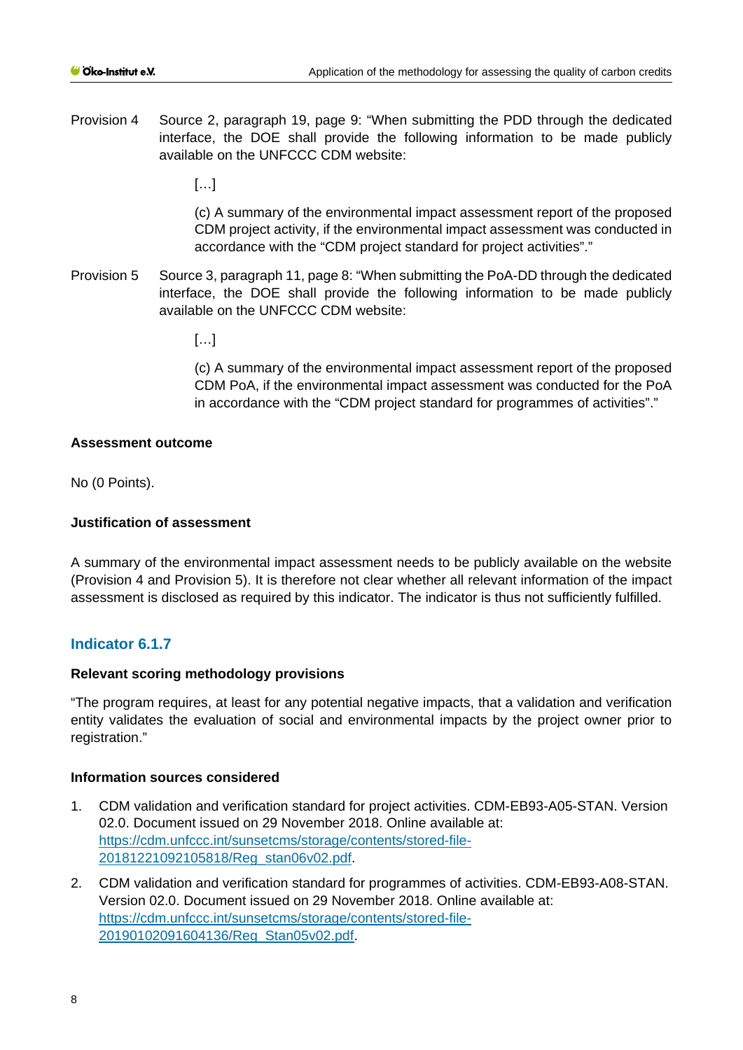Provision 4 Source 2, paragraph 19, page 9: "When submitting the PDD through the dedicated interface, the DOE shall provide the following information to be made publicly available on the UNFCCC CDM website:

> […]
>
> (c) A summary of the environmental impact assessment report of the proposed CDM project activity, if the environmental impact assessment was conducted in accordance with the "CDM project standard for project activities"."

Provision 5 Source 3, paragraph 11, page 8: "When submitting the PoA-DD through the dedicated interface, the DOE shall provide the following information to be made publicly available on the UNFCCC CDM website:

> […]
>
> (c) A summary of the environmental impact assessment report of the proposed CDM PoA, if the environmental impact assessment was conducted for the PoA in accordance with the "CDM project standard for programmes of activities"."

**Assessment outcome**

No (0 Points).

**Justification of assessment**

A summary of the environmental impact assessment needs to be publicly available on the website (Provision 4 and Provision 5). It is therefore not clear whether all relevant information of the impact assessment is disclosed as required by this indicator. The indicator is thus not sufficiently fulfilled.

## Indicator 6.1.7

**Relevant scoring methodology provisions**

"The program requires, at least for any potential negative impacts, that a validation and verification entity validates the evaluation of social and environmental impacts by the project owner prior to registration."

**Information sources considered**

1. CDM validation and verification standard for project activities. CDM-EB93-A05-STAN. Version 02.0. Document issued on 29 November 2018. Online available at: https://cdm.unfccc.int/sunsetcms/storage/contents/stored-file-20181221092105818/Reg_stan06v02.pdf.
2. CDM validation and verification standard for programmes of activities. CDM-EB93-A08-STAN. Version 02.0. Document issued on 29 November 2018. Online available at: https://cdm.unfccc.int/sunsetcms/storage/contents/stored-file-20190102091604136/Reg_Stan05v02.pdf.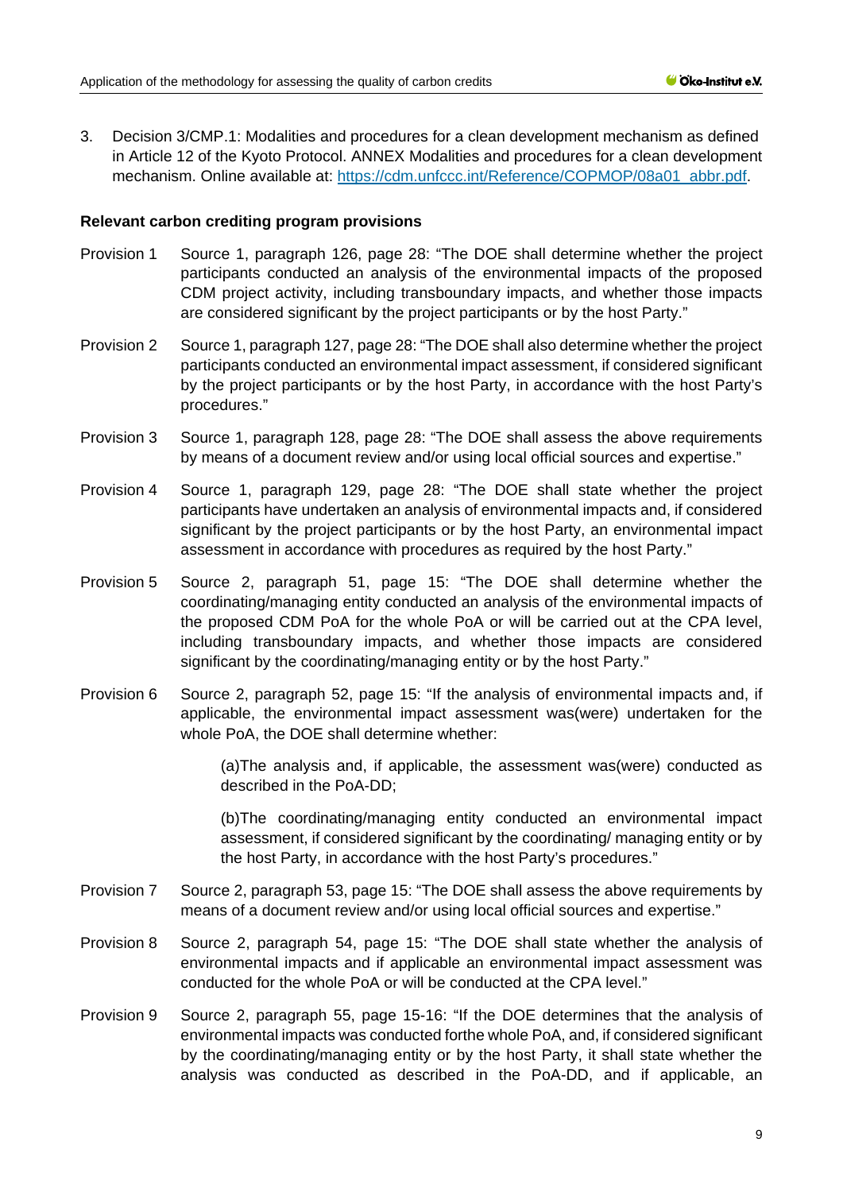3. Decision 3/CMP.1: Modalities and procedures for a clean development mechanism as defined in Article 12 of the Kyoto Protocol. ANNEX Modalities and procedures for a clean development mechanism. Online available at: https://cdm.unfccc.int/Reference/COPMOP/08a01_abbr.pdf.

**Relevant carbon crediting program provisions**

Provision 1 Source 1, paragraph 126, page 28: "The DOE shall determine whether the project participants conducted an analysis of the environmental impacts of the proposed CDM project activity, including transboundary impacts, and whether those impacts are considered significant by the project participants or by the host Party."

Provision 2 Source 1, paragraph 127, page 28: "The DOE shall also determine whether the project participants conducted an environmental impact assessment, if considered significant by the project participants or by the host Party, in accordance with the host Party's procedures."

Provision 3 Source 1, paragraph 128, page 28: "The DOE shall assess the above requirements by means of a document review and/or using local official sources and expertise."

Provision 4 Source 1, paragraph 129, page 28: "The DOE shall state whether the project participants have undertaken an analysis of environmental impacts and, if considered significant by the project participants or by the host Party, an environmental impact assessment in accordance with procedures as required by the host Party."

Provision 5 Source 2, paragraph 51, page 15: "The DOE shall determine whether the coordinating/managing entity conducted an analysis of the environmental impacts of the proposed CDM PoA for the whole PoA or will be carried out at the CPA level, including transboundary impacts, and whether those impacts are considered significant by the coordinating/managing entity or by the host Party."

Provision 6 Source 2, paragraph 52, page 15: "If the analysis of environmental impacts and, if applicable, the environmental impact assessment was(were) undertaken for the whole PoA, the DOE shall determine whether:

> (a)The analysis and, if applicable, the assessment was(were) conducted as described in the PoA-DD;
>
> (b)The coordinating/managing entity conducted an environmental impact assessment, if considered significant by the coordinating/ managing entity or by the host Party, in accordance with the host Party's procedures."

Provision 7 Source 2, paragraph 53, page 15: "The DOE shall assess the above requirements by means of a document review and/or using local official sources and expertise."

Provision 8 Source 2, paragraph 54, page 15: "The DOE shall state whether the analysis of environmental impacts and if applicable an environmental impact assessment was conducted for the whole PoA or will be conducted at the CPA level."

Provision 9 Source 2, paragraph 55, page 15-16: "If the DOE determines that the analysis of environmental impacts was conducted forthe whole PoA, and, if considered significant by the coordinating/managing entity or by the host Party, it shall state whether the analysis was conducted as described in the PoA-DD, and if applicable, an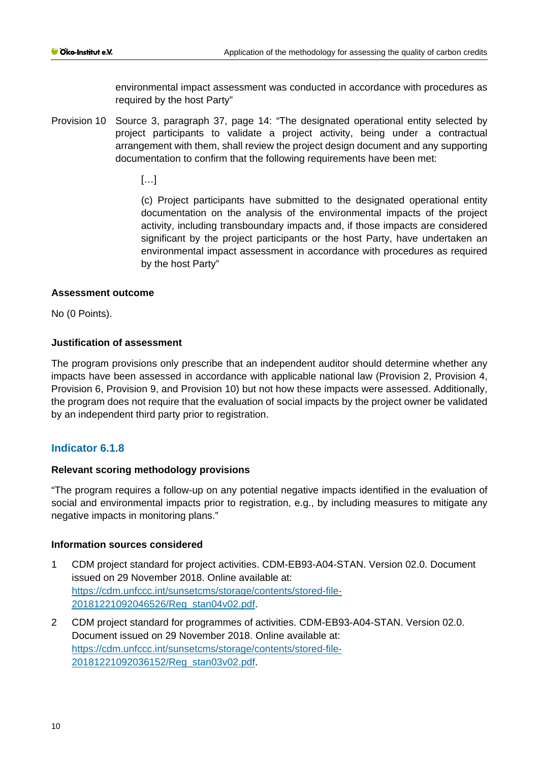environmental impact assessment was conducted in accordance with procedures as required by the host Party"

Provision 10 Source 3, paragraph 37, page 14: "The designated operational entity selected by project participants to validate a project activity, being under a contractual arrangement with them, shall review the project design document and any supporting documentation to confirm that the following requirements have been met:

> […]
>
> (c) Project participants have submitted to the designated operational entity documentation on the analysis of the environmental impacts of the project activity, including transboundary impacts and, if those impacts are considered significant by the project participants or the host Party, have undertaken an environmental impact assessment in accordance with procedures as required by the host Party"

**Assessment outcome**

No (0 Points).

**Justification of assessment**

The program provisions only prescribe that an independent auditor should determine whether any impacts have been assessed in accordance with applicable national law (Provision 2, Provision 4, Provision 6, Provision 9, and Provision 10) but not how these impacts were assessed. Additionally, the program does not require that the evaluation of social impacts by the project owner be validated by an independent third party prior to registration.

### Indicator 6.1.8

**Relevant scoring methodology provisions**

"The program requires a follow-up on any potential negative impacts identified in the evaluation of social and environmental impacts prior to registration, e.g., by including measures to mitigate any negative impacts in monitoring plans."

**Information sources considered**

1. CDM project standard for project activities. CDM-EB93-A04-STAN. Version 02.0. Document issued on 29 November 2018. Online available at: https://cdm.unfccc.int/sunsetcms/storage/contents/stored-file-20181221092046526/Reg_stan04v02.pdf.
2. CDM project standard for programmes of activities. CDM-EB93-A04-STAN. Version 02.0. Document issued on 29 November 2018. Online available at: https://cdm.unfccc.int/sunsetcms/storage/contents/stored-file-20181221092036152/Reg_stan03v02.pdf.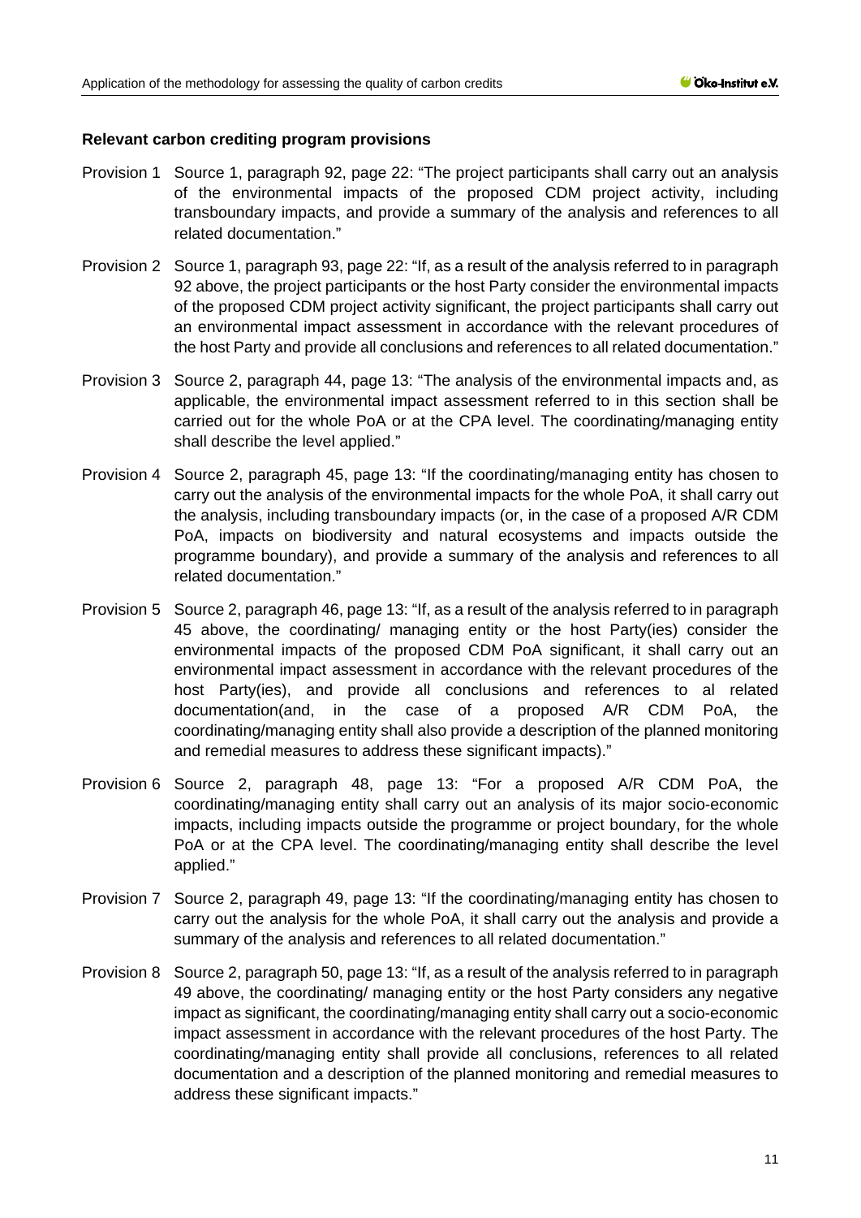**Relevant carbon crediting program provisions**

Provision 1 Source 1, paragraph 92, page 22: "The project participants shall carry out an analysis of the environmental impacts of the proposed CDM project activity, including transboundary impacts, and provide a summary of the analysis and references to all related documentation."

Provision 2 Source 1, paragraph 93, page 22: "If, as a result of the analysis referred to in paragraph 92 above, the project participants or the host Party consider the environmental impacts of the proposed CDM project activity significant, the project participants shall carry out an environmental impact assessment in accordance with the relevant procedures of the host Party and provide all conclusions and references to all related documentation."

Provision 3 Source 2, paragraph 44, page 13: "The analysis of the environmental impacts and, as applicable, the environmental impact assessment referred to in this section shall be carried out for the whole PoA or at the CPA level. The coordinating/managing entity shall describe the level applied."

Provision 4 Source 2, paragraph 45, page 13: "If the coordinating/managing entity has chosen to carry out the analysis of the environmental impacts for the whole PoA, it shall carry out the analysis, including transboundary impacts (or, in the case of a proposed A/R CDM PoA, impacts on biodiversity and natural ecosystems and impacts outside the programme boundary), and provide a summary of the analysis and references to all related documentation."

Provision 5 Source 2, paragraph 46, page 13: "If, as a result of the analysis referred to in paragraph 45 above, the coordinating/ managing entity or the host Party(ies) consider the environmental impacts of the proposed CDM PoA significant, it shall carry out an environmental impact assessment in accordance with the relevant procedures of the host Party(ies), and provide all conclusions and references to al related documentation(and, in the case of a proposed A/R CDM PoA, the coordinating/managing entity shall also provide a description of the planned monitoring and remedial measures to address these significant impacts)."

Provision 6 Source 2, paragraph 48, page 13: "For a proposed A/R CDM PoA, the coordinating/managing entity shall carry out an analysis of its major socio-economic impacts, including impacts outside the programme or project boundary, for the whole PoA or at the CPA level. The coordinating/managing entity shall describe the level applied."

Provision 7 Source 2, paragraph 49, page 13: "If the coordinating/managing entity has chosen to carry out the analysis for the whole PoA, it shall carry out the analysis and provide a summary of the analysis and references to all related documentation."

Provision 8 Source 2, paragraph 50, page 13: "If, as a result of the analysis referred to in paragraph 49 above, the coordinating/ managing entity or the host Party considers any negative impact as significant, the coordinating/managing entity shall carry out a socio-economic impact assessment in accordance with the relevant procedures of the host Party. The coordinating/managing entity shall provide all conclusions, references to all related documentation and a description of the planned monitoring and remedial measures to address these significant impacts."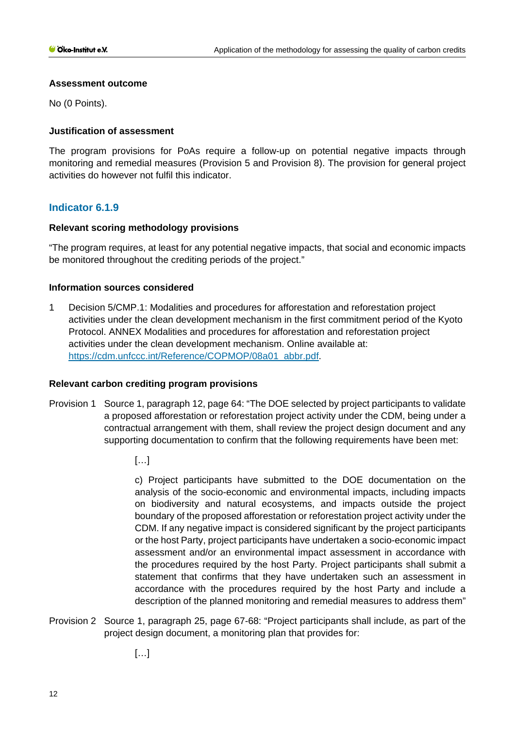**Assessment outcome**

No (0 Points).

**Justification of assessment**

The program provisions for PoAs require a follow-up on potential negative impacts through monitoring and remedial measures (Provision 5 and Provision 8). The provision for general project activities do however not fulfil this indicator.

### Indicator 6.1.9

**Relevant scoring methodology provisions**

"The program requires, at least for any potential negative impacts, that social and economic impacts be monitored throughout the crediting periods of the project."

**Information sources considered**

1 Decision 5/CMP.1: Modalities and procedures for afforestation and reforestation project activities under the clean development mechanism in the first commitment period of the Kyoto Protocol. ANNEX Modalities and procedures for afforestation and reforestation project activities under the clean development mechanism. Online available at: https://cdm.unfccc.int/Reference/COPMOP/08a01_abbr.pdf.

**Relevant carbon crediting program provisions**

Provision 1 Source 1, paragraph 12, page 64: "The DOE selected by project participants to validate a proposed afforestation or reforestation project activity under the CDM, being under a contractual arrangement with them, shall review the project design document and any supporting documentation to confirm that the following requirements have been met:

> […]
>
> c) Project participants have submitted to the DOE documentation on the analysis of the socio-economic and environmental impacts, including impacts on biodiversity and natural ecosystems, and impacts outside the project boundary of the proposed afforestation or reforestation project activity under the CDM. If any negative impact is considered significant by the project participants or the host Party, project participants have undertaken a socio-economic impact assessment and/or an environmental impact assessment in accordance with the procedures required by the host Party. Project participants shall submit a statement that confirms that they have undertaken such an assessment in accordance with the procedures required by the host Party and include a description of the planned monitoring and remedial measures to address them"

Provision 2 Source 1, paragraph 25, page 67-68: "Project participants shall include, as part of the project design document, a monitoring plan that provides for:

> […]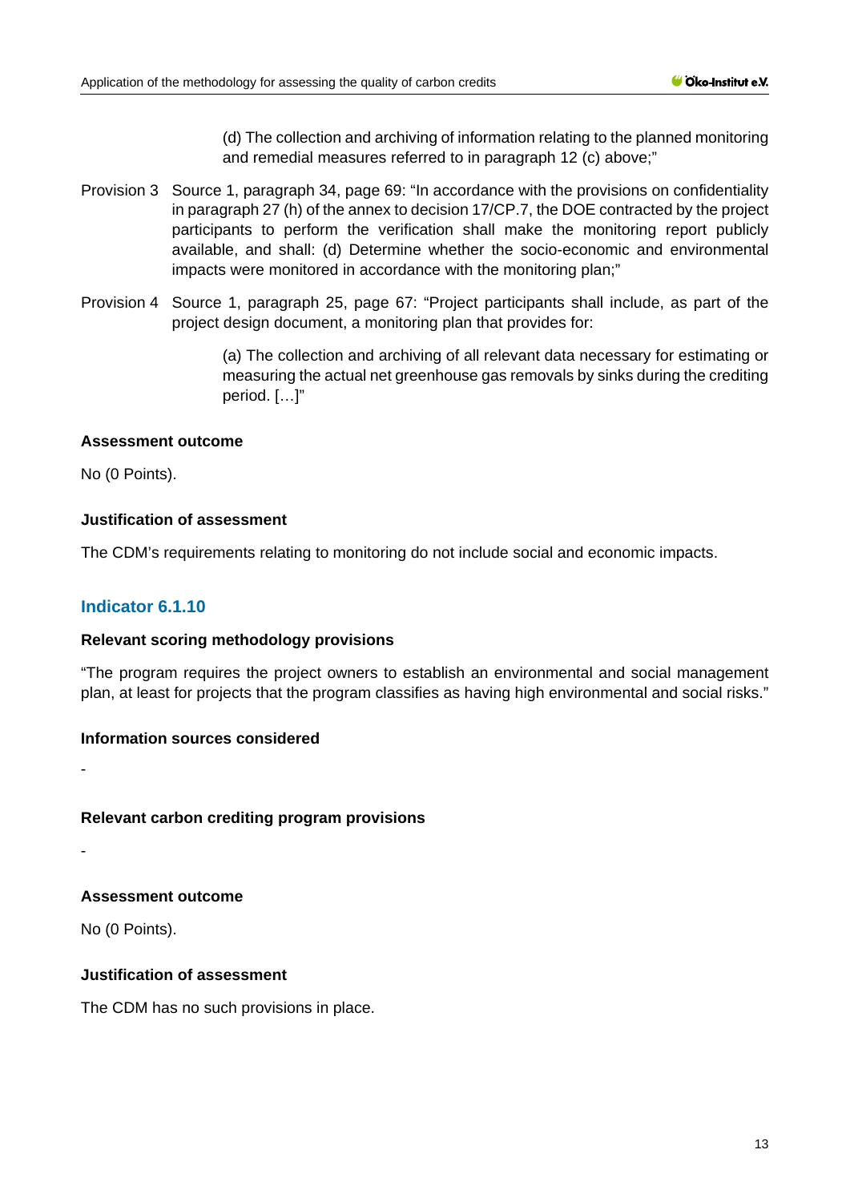(d) The collection and archiving of information relating to the planned monitoring and remedial measures referred to in paragraph 12 (c) above;"

Provision 3 Source 1, paragraph 34, page 69: "In accordance with the provisions on confidentiality in paragraph 27 (h) of the annex to decision 17/CP.7, the DOE contracted by the project participants to perform the verification shall make the monitoring report publicly available, and shall: (d) Determine whether the socio-economic and environmental impacts were monitored in accordance with the monitoring plan;"

Provision 4 Source 1, paragraph 25, page 67: "Project participants shall include, as part of the project design document, a monitoring plan that provides for:

> (a) The collection and archiving of all relevant data necessary for estimating or measuring the actual net greenhouse gas removals by sinks during the crediting period. […]"

**Assessment outcome**

No (0 Points).

**Justification of assessment**

The CDM's requirements relating to monitoring do not include social and economic impacts.

## Indicator 6.1.10

**Relevant scoring methodology provisions**

"The program requires the project owners to establish an environmental and social management plan, at least for projects that the program classifies as having high environmental and social risks."

**Information sources considered**

-

**Relevant carbon crediting program provisions**

-

**Assessment outcome**

No (0 Points).

**Justification of assessment**

The CDM has no such provisions in place.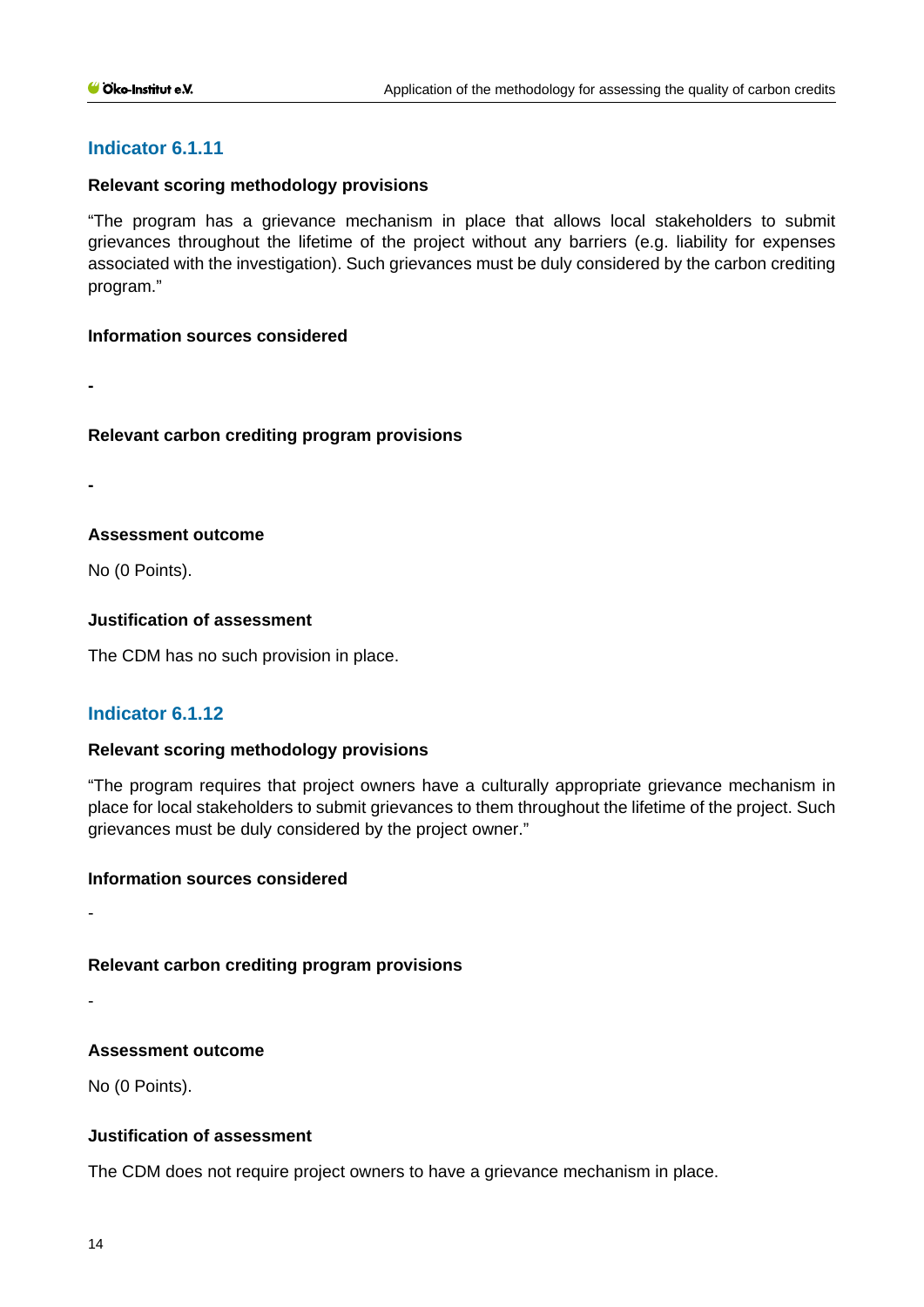### Indicator 6.1.11

**Relevant scoring methodology provisions**

"The program has a grievance mechanism in place that allows local stakeholders to submit grievances throughout the lifetime of the project without any barriers (e.g. liability for expenses associated with the investigation). Such grievances must be duly considered by the carbon crediting program."

**Information sources considered**

**-**

**Relevant carbon crediting program provisions**

**-**

**Assessment outcome**

No (0 Points).

**Justification of assessment**

The CDM has no such provision in place.

### Indicator 6.1.12

**Relevant scoring methodology provisions**

"The program requires that project owners have a culturally appropriate grievance mechanism in place for local stakeholders to submit grievances to them throughout the lifetime of the project. Such grievances must be duly considered by the project owner."

**Information sources considered**

-

**Relevant carbon crediting program provisions**

-

**Assessment outcome**

No (0 Points).

**Justification of assessment**

The CDM does not require project owners to have a grievance mechanism in place.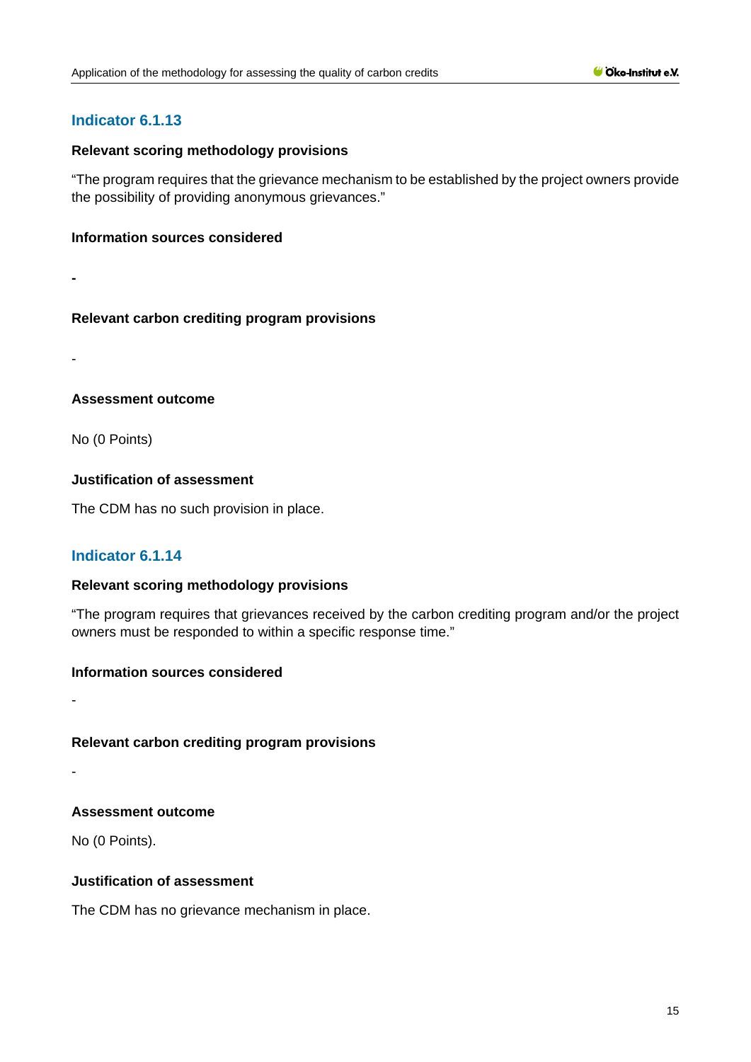### Indicator 6.1.13

**Relevant scoring methodology provisions**

“The program requires that the grievance mechanism to be established by the project owners provide the possibility of providing anonymous grievances.”

**Information sources considered**

**-**

**Relevant carbon crediting program provisions**

-

**Assessment outcome**

No (0 Points)

**Justification of assessment**

The CDM has no such provision in place.

### Indicator 6.1.14

**Relevant scoring methodology provisions**

“The program requires that grievances received by the carbon crediting program and/or the project owners must be responded to within a specific response time.”

**Information sources considered**

-

**Relevant carbon crediting program provisions**

-

**Assessment outcome**

No (0 Points).

**Justification of assessment**

The CDM has no grievance mechanism in place.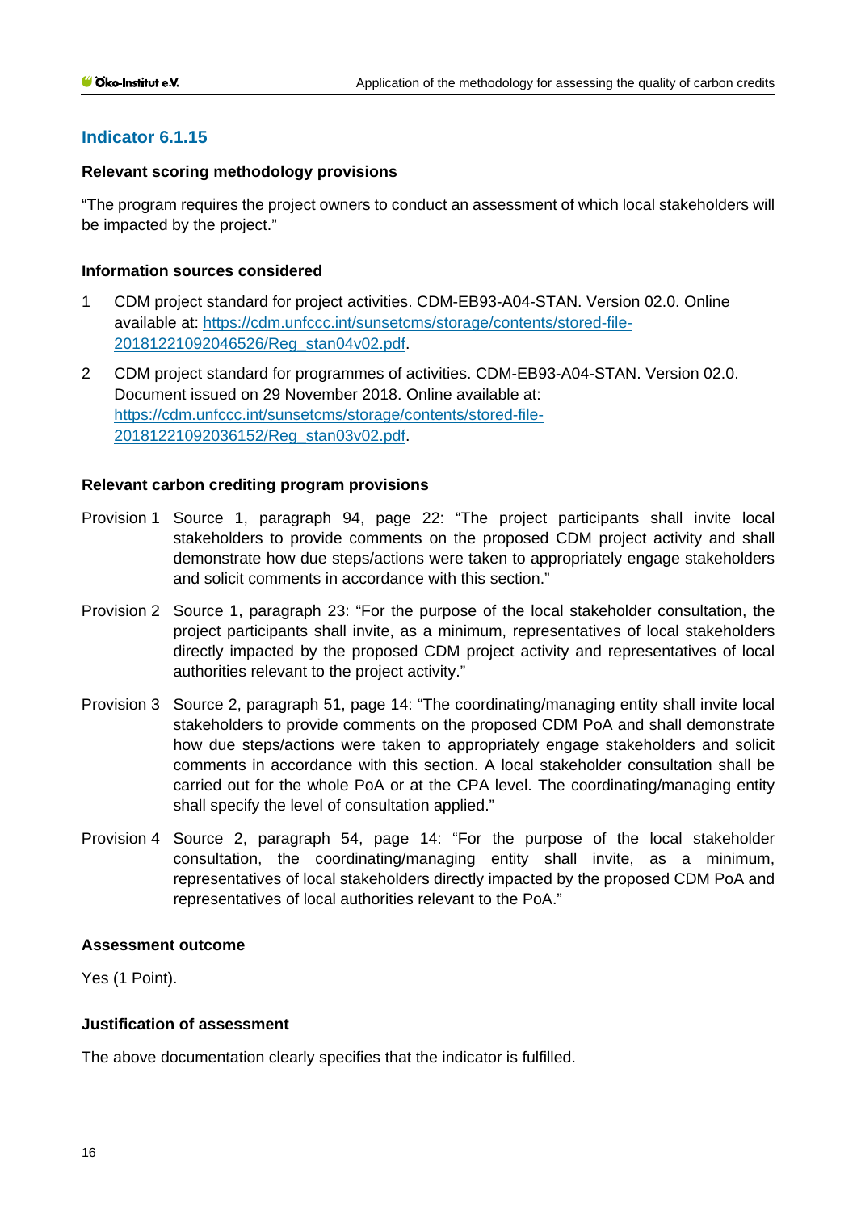### Indicator 6.1.15

**Relevant scoring methodology provisions**

"The program requires the project owners to conduct an assessment of which local stakeholders will be impacted by the project."

**Information sources considered**

1. CDM project standard for project activities. CDM-EB93-A04-STAN. Version 02.0. Online available at: https://cdm.unfccc.int/sunsetcms/storage/contents/stored-file-20181221092046526/Reg_stan04v02.pdf.
2. CDM project standard for programmes of activities. CDM-EB93-A04-STAN. Version 02.0. Document issued on 29 November 2018. Online available at: https://cdm.unfccc.int/sunsetcms/storage/contents/stored-file-20181221092036152/Reg_stan03v02.pdf.

**Relevant carbon crediting program provisions**

Provision 1 Source 1, paragraph 94, page 22: "The project participants shall invite local stakeholders to provide comments on the proposed CDM project activity and shall demonstrate how due steps/actions were taken to appropriately engage stakeholders and solicit comments in accordance with this section."

Provision 2 Source 1, paragraph 23: "For the purpose of the local stakeholder consultation, the project participants shall invite, as a minimum, representatives of local stakeholders directly impacted by the proposed CDM project activity and representatives of local authorities relevant to the project activity."

Provision 3 Source 2, paragraph 51, page 14: "The coordinating/managing entity shall invite local stakeholders to provide comments on the proposed CDM PoA and shall demonstrate how due steps/actions were taken to appropriately engage stakeholders and solicit comments in accordance with this section. A local stakeholder consultation shall be carried out for the whole PoA or at the CPA level. The coordinating/managing entity shall specify the level of consultation applied."

Provision 4 Source 2, paragraph 54, page 14: "For the purpose of the local stakeholder consultation, the coordinating/managing entity shall invite, as a minimum, representatives of local stakeholders directly impacted by the proposed CDM PoA and representatives of local authorities relevant to the PoA."

**Assessment outcome**

Yes (1 Point).

**Justification of assessment**

The above documentation clearly specifies that the indicator is fulfilled.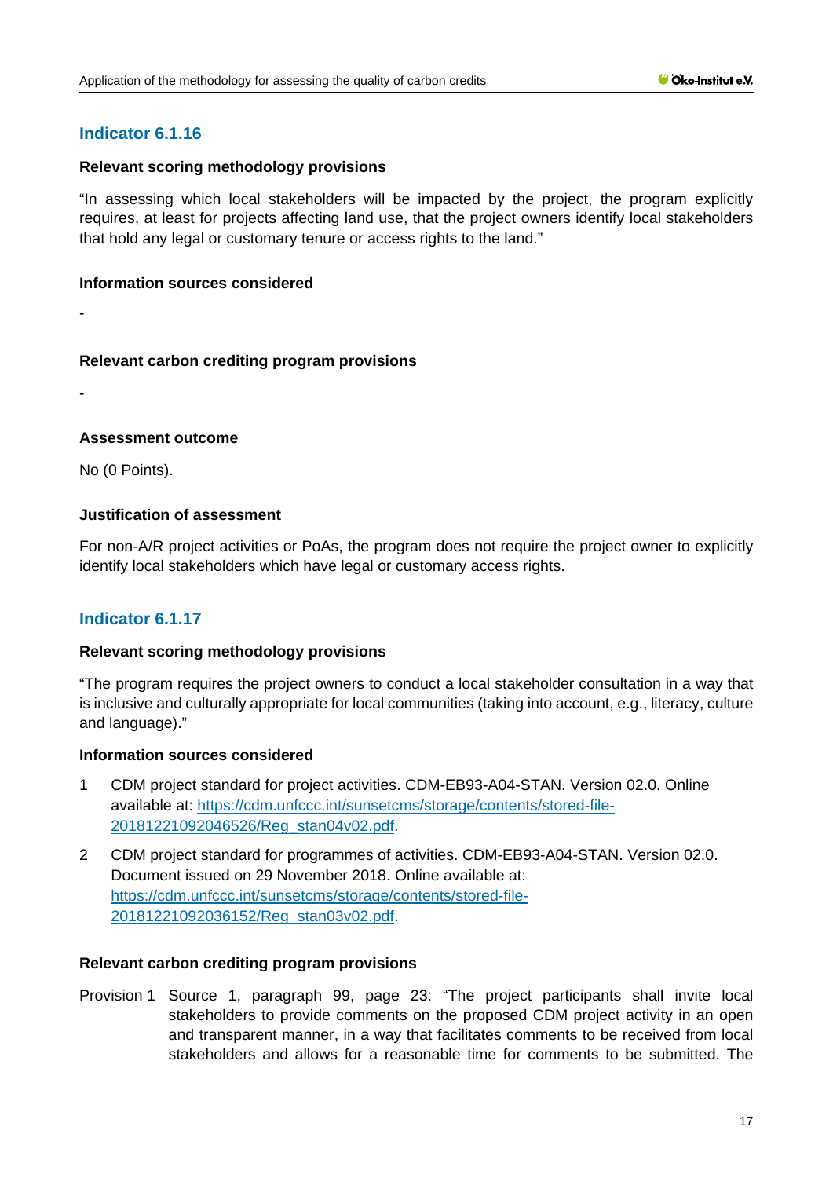## Indicator 6.1.16

**Relevant scoring methodology provisions**

"In assessing which local stakeholders will be impacted by the project, the program explicitly requires, at least for projects affecting land use, that the project owners identify local stakeholders that hold any legal or customary tenure or access rights to the land."

**Information sources considered**

-

**Relevant carbon crediting program provisions**

-

**Assessment outcome**

No (0 Points).

**Justification of assessment**

For non-A/R project activities or PoAs, the program does not require the project owner to explicitly identify local stakeholders which have legal or customary access rights.

## Indicator 6.1.17

**Relevant scoring methodology provisions**

"The program requires the project owners to conduct a local stakeholder consultation in a way that is inclusive and culturally appropriate for local communities (taking into account, e.g., literacy, culture and language)."

**Information sources considered**

1 CDM project standard for project activities. CDM-EB93-A04-STAN. Version 02.0. Online available at: https://cdm.unfccc.int/sunsetcms/storage/contents/stored-file-20181221092046526/Reg_stan04v02.pdf.

2 CDM project standard for programmes of activities. CDM-EB93-A04-STAN. Version 02.0. Document issued on 29 November 2018. Online available at: https://cdm.unfccc.int/sunsetcms/storage/contents/stored-file-20181221092036152/Reg_stan03v02.pdf.

**Relevant carbon crediting program provisions**

Provision 1 Source 1, paragraph 99, page 23: "The project participants shall invite local stakeholders to provide comments on the proposed CDM project activity in an open and transparent manner, in a way that facilitates comments to be received from local stakeholders and allows for a reasonable time for comments to be submitted. The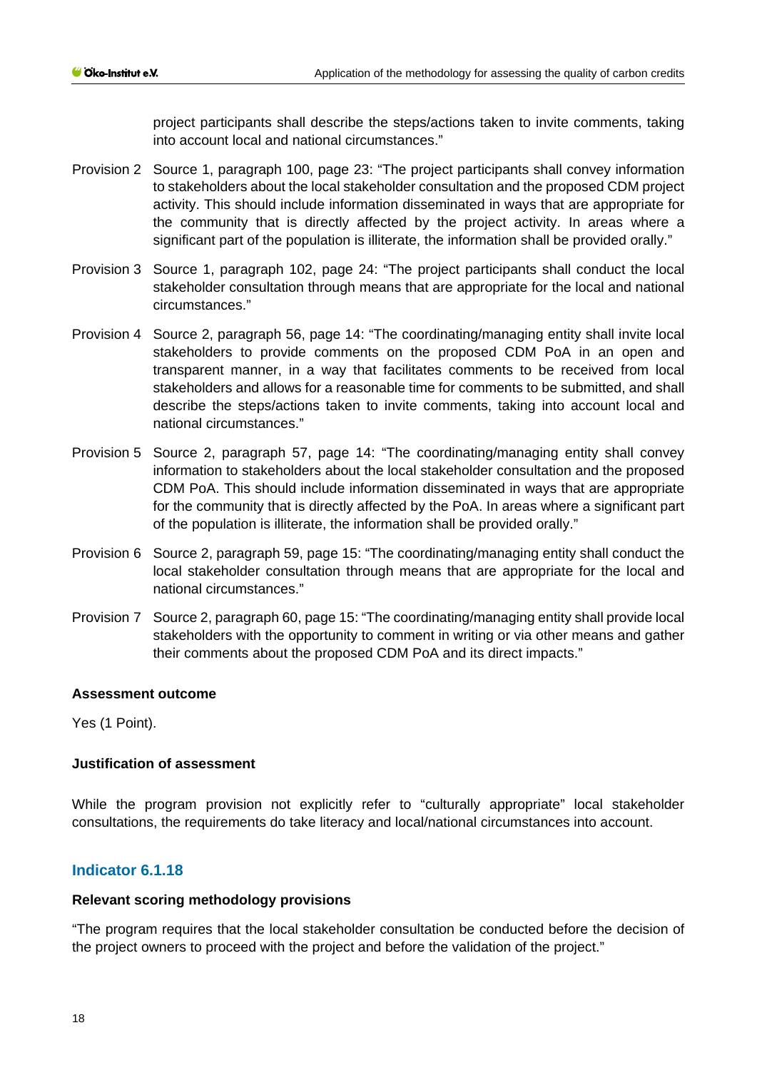project participants shall describe the steps/actions taken to invite comments, taking into account local and national circumstances."

Provision 2 Source 1, paragraph 100, page 23: "The project participants shall convey information to stakeholders about the local stakeholder consultation and the proposed CDM project activity. This should include information disseminated in ways that are appropriate for the community that is directly affected by the project activity. In areas where a significant part of the population is illiterate, the information shall be provided orally."

Provision 3 Source 1, paragraph 102, page 24: "The project participants shall conduct the local stakeholder consultation through means that are appropriate for the local and national circumstances."

Provision 4 Source 2, paragraph 56, page 14: "The coordinating/managing entity shall invite local stakeholders to provide comments on the proposed CDM PoA in an open and transparent manner, in a way that facilitates comments to be received from local stakeholders and allows for a reasonable time for comments to be submitted, and shall describe the steps/actions taken to invite comments, taking into account local and national circumstances."

Provision 5 Source 2, paragraph 57, page 14: "The coordinating/managing entity shall convey information to stakeholders about the local stakeholder consultation and the proposed CDM PoA. This should include information disseminated in ways that are appropriate for the community that is directly affected by the PoA. In areas where a significant part of the population is illiterate, the information shall be provided orally."

Provision 6 Source 2, paragraph 59, page 15: "The coordinating/managing entity shall conduct the local stakeholder consultation through means that are appropriate for the local and national circumstances."

Provision 7 Source 2, paragraph 60, page 15: "The coordinating/managing entity shall provide local stakeholders with the opportunity to comment in writing or via other means and gather their comments about the proposed CDM PoA and its direct impacts."

**Assessment outcome**

Yes (1 Point).

**Justification of assessment**

While the program provision not explicitly refer to "culturally appropriate" local stakeholder consultations, the requirements do take literacy and local/national circumstances into account.

## Indicator 6.1.18

**Relevant scoring methodology provisions**

"The program requires that the local stakeholder consultation be conducted before the decision of the project owners to proceed with the project and before the validation of the project."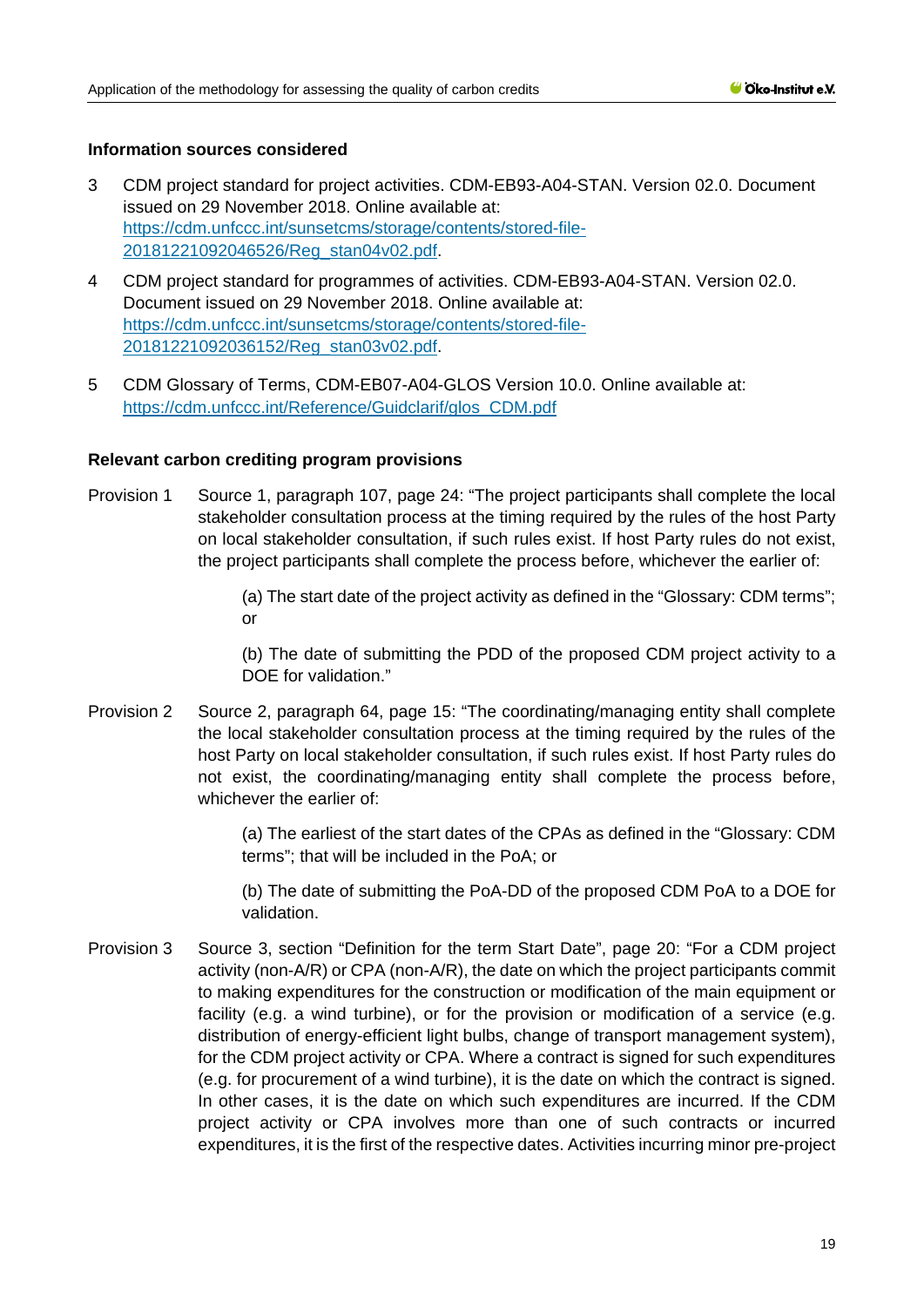### Information sources considered

3 CDM project standard for project activities. CDM-EB93-A04-STAN. Version 02.0. Document issued on 29 November 2018. Online available at: [https://cdm.unfccc.int/sunsetcms/storage/contents/stored-file-20181221092046526/Reg_stan04v02.pdf](https://cdm.unfccc.int/sunsetcms/storage/contents/stored-file-20181221092046526/Reg_stan04v02.pdf).

4 CDM project standard for programmes of activities. CDM-EB93-A04-STAN. Version 02.0. Document issued on 29 November 2018. Online available at: [https://cdm.unfccc.int/sunsetcms/storage/contents/stored-file-20181221092036152/Reg_stan03v02.pdf](https://cdm.unfccc.int/sunsetcms/storage/contents/stored-file-20181221092036152/Reg_stan03v02.pdf).

5 CDM Glossary of Terms, CDM-EB07-A04-GLOS Version 10.0. Online available at: [https://cdm.unfccc.int/Reference/Guidclarif/glos_CDM.pdf](https://cdm.unfccc.int/Reference/Guidclarif/glos_CDM.pdf)

### Relevant carbon crediting program provisions

Provision 1 Source 1, paragraph 107, page 24: "The project participants shall complete the local stakeholder consultation process at the timing required by the rules of the host Party on local stakeholder consultation, if such rules exist. If host Party rules do not exist, the project participants shall complete the process before, whichever the earlier of:

> (a) The start date of the project activity as defined in the "Glossary: CDM terms"; or
>
> (b) The date of submitting the PDD of the proposed CDM project activity to a DOE for validation."

Provision 2 Source 2, paragraph 64, page 15: "The coordinating/managing entity shall complete the local stakeholder consultation process at the timing required by the rules of the host Party on local stakeholder consultation, if such rules exist. If host Party rules do not exist, the coordinating/managing entity shall complete the process before, whichever the earlier of:

> (a) The earliest of the start dates of the CPAs as defined in the "Glossary: CDM terms"; that will be included in the PoA; or
>
> (b) The date of submitting the PoA-DD of the proposed CDM PoA to a DOE for validation.

Provision 3 Source 3, section "Definition for the term Start Date", page 20: "For a CDM project activity (non-A/R) or CPA (non-A/R), the date on which the project participants commit to making expenditures for the construction or modification of the main equipment or facility (e.g. a wind turbine), or for the provision or modification of a service (e.g. distribution of energy-efficient light bulbs, change of transport management system), for the CDM project activity or CPA. Where a contract is signed for such expenditures (e.g. for procurement of a wind turbine), it is the date on which the contract is signed. In other cases, it is the date on which such expenditures are incurred. If the CDM project activity or CPA involves more than one of such contracts or incurred expenditures, it is the first of the respective dates. Activities incurring minor pre-project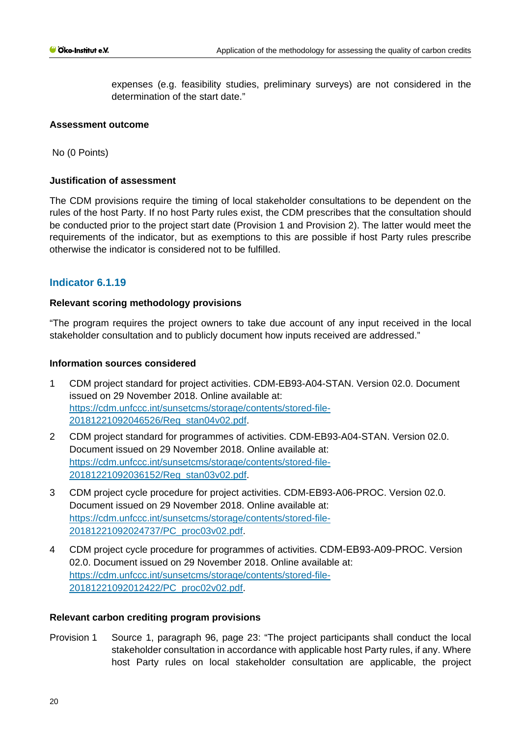expenses (e.g. feasibility studies, preliminary surveys) are not considered in the determination of the start date."

**Assessment outcome**

No (0 Points)

**Justification of assessment**

The CDM provisions require the timing of local stakeholder consultations to be dependent on the rules of the host Party. If no host Party rules exist, the CDM prescribes that the consultation should be conducted prior to the project start date (Provision 1 and Provision 2). The latter would meet the requirements of the indicator, but as exemptions to this are possible if host Party rules prescribe otherwise the indicator is considered not to be fulfilled.

### Indicator 6.1.19

**Relevant scoring methodology provisions**

"The program requires the project owners to take due account of any input received in the local stakeholder consultation and to publicly document how inputs received are addressed."

**Information sources considered**

1. CDM project standard for project activities. CDM-EB93-A04-STAN. Version 02.0. Document issued on 29 November 2018. Online available at: https://cdm.unfccc.int/sunsetcms/storage/contents/stored-file-20181221092046526/Reg_stan04v02.pdf.
2. CDM project standard for programmes of activities. CDM-EB93-A04-STAN. Version 02.0. Document issued on 29 November 2018. Online available at: https://cdm.unfccc.int/sunsetcms/storage/contents/stored-file-20181221092036152/Reg_stan03v02.pdf.
3. CDM project cycle procedure for project activities. CDM-EB93-A06-PROC. Version 02.0. Document issued on 29 November 2018. Online available at: https://cdm.unfccc.int/sunsetcms/storage/contents/stored-file-20181221092024737/PC_proc03v02.pdf.
4. CDM project cycle procedure for programmes of activities. CDM-EB93-A09-PROC. Version 02.0. Document issued on 29 November 2018. Online available at: https://cdm.unfccc.int/sunsetcms/storage/contents/stored-file-20181221092012422/PC_proc02v02.pdf.

**Relevant carbon crediting program provisions**

Provision 1 Source 1, paragraph 96, page 23: "The project participants shall conduct the local stakeholder consultation in accordance with applicable host Party rules, if any. Where host Party rules on local stakeholder consultation are applicable, the project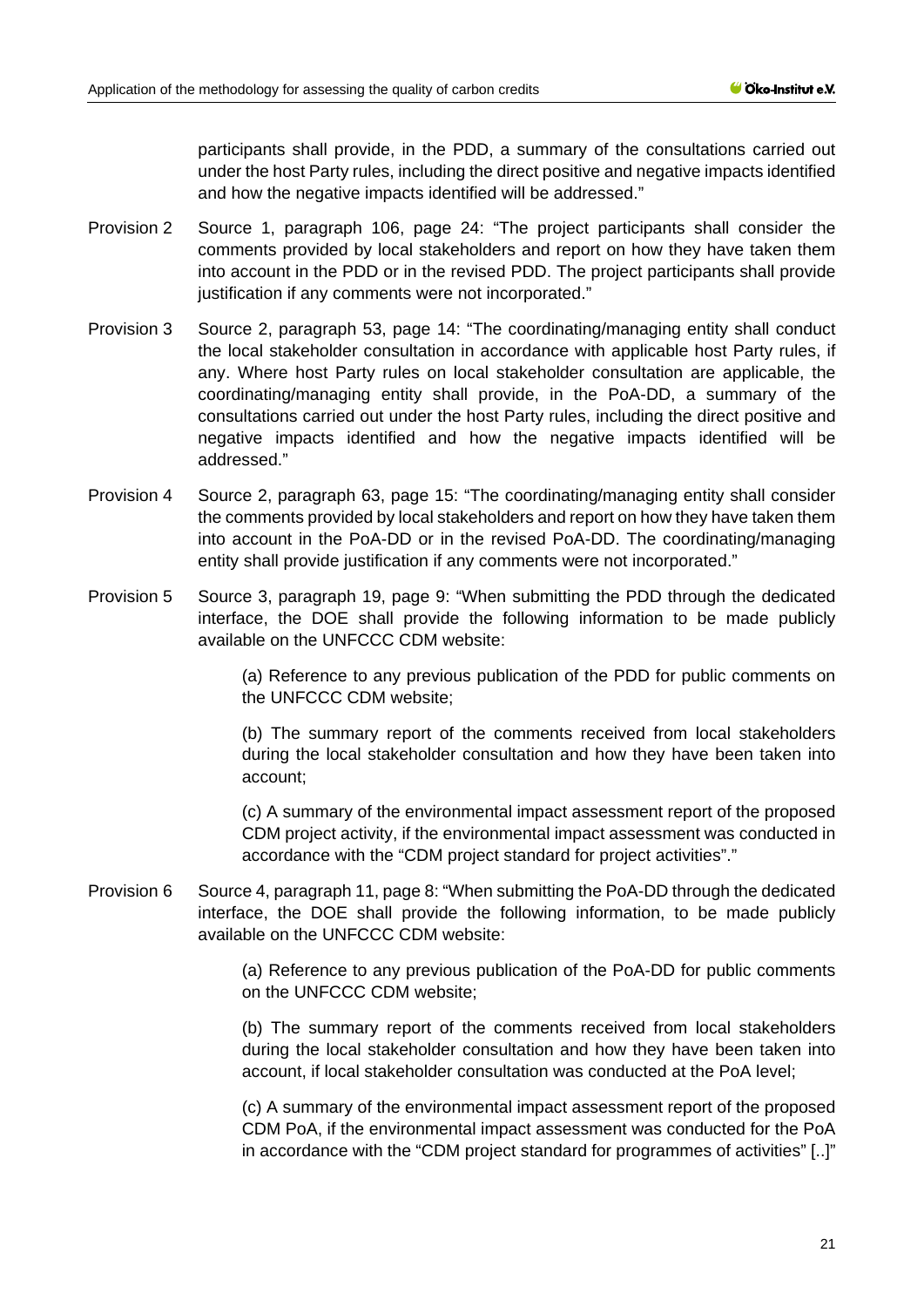participants shall provide, in the PDD, a summary of the consultations carried out under the host Party rules, including the direct positive and negative impacts identified and how the negative impacts identified will be addressed."

Provision 2 Source 1, paragraph 106, page 24: "The project participants shall consider the comments provided by local stakeholders and report on how they have taken them into account in the PDD or in the revised PDD. The project participants shall provide justification if any comments were not incorporated."

Provision 3 Source 2, paragraph 53, page 14: "The coordinating/managing entity shall conduct the local stakeholder consultation in accordance with applicable host Party rules, if any. Where host Party rules on local stakeholder consultation are applicable, the coordinating/managing entity shall provide, in the PoA-DD, a summary of the consultations carried out under the host Party rules, including the direct positive and negative impacts identified and how the negative impacts identified will be addressed."

Provision 4 Source 2, paragraph 63, page 15: "The coordinating/managing entity shall consider the comments provided by local stakeholders and report on how they have taken them into account in the PoA-DD or in the revised PoA-DD. The coordinating/managing entity shall provide justification if any comments were not incorporated."

Provision 5 Source 3, paragraph 19, page 9: "When submitting the PDD through the dedicated interface, the DOE shall provide the following information to be made publicly available on the UNFCCC CDM website:

> (a) Reference to any previous publication of the PDD for public comments on the UNFCCC CDM website;
>
> (b) The summary report of the comments received from local stakeholders during the local stakeholder consultation and how they have been taken into account;
>
> (c) A summary of the environmental impact assessment report of the proposed CDM project activity, if the environmental impact assessment was conducted in accordance with the "CDM project standard for project activities"."

Provision 6 Source 4, paragraph 11, page 8: "When submitting the PoA-DD through the dedicated interface, the DOE shall provide the following information, to be made publicly available on the UNFCCC CDM website:

> (a) Reference to any previous publication of the PoA-DD for public comments on the UNFCCC CDM website;
>
> (b) The summary report of the comments received from local stakeholders during the local stakeholder consultation and how they have been taken into account, if local stakeholder consultation was conducted at the PoA level;
>
> (c) A summary of the environmental impact assessment report of the proposed CDM PoA, if the environmental impact assessment was conducted for the PoA in accordance with the "CDM project standard for programmes of activities" [..]"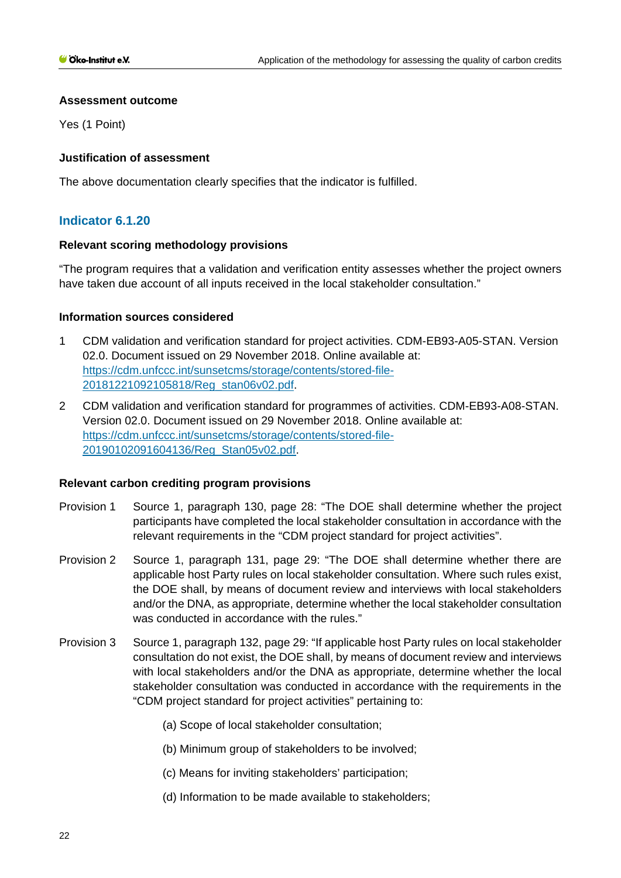**Assessment outcome**

Yes (1 Point)

**Justification of assessment**

The above documentation clearly specifies that the indicator is fulfilled.

## Indicator 6.1.20

**Relevant scoring methodology provisions**

"The program requires that a validation and verification entity assesses whether the project owners have taken due account of all inputs received in the local stakeholder consultation."

**Information sources considered**

1. CDM validation and verification standard for project activities. CDM-EB93-A05-STAN. Version 02.0. Document issued on 29 November 2018. Online available at: https://cdm.unfccc.int/sunsetcms/storage/contents/stored-file-20181221092105818/Reg_stan06v02.pdf.
2. CDM validation and verification standard for programmes of activities. CDM-EB93-A08-STAN. Version 02.0. Document issued on 29 November 2018. Online available at: https://cdm.unfccc.int/sunsetcms/storage/contents/stored-file-20190102091604136/Reg_Stan05v02.pdf.

**Relevant carbon crediting program provisions**

Provision 1 Source 1, paragraph 130, page 28: "The DOE shall determine whether the project participants have completed the local stakeholder consultation in accordance with the relevant requirements in the "CDM project standard for project activities".

Provision 2 Source 1, paragraph 131, page 29: "The DOE shall determine whether there are applicable host Party rules on local stakeholder consultation. Where such rules exist, the DOE shall, by means of document review and interviews with local stakeholders and/or the DNA, as appropriate, determine whether the local stakeholder consultation was conducted in accordance with the rules."

Provision 3 Source 1, paragraph 132, page 29: "If applicable host Party rules on local stakeholder consultation do not exist, the DOE shall, by means of document review and interviews with local stakeholders and/or the DNA as appropriate, determine whether the local stakeholder consultation was conducted in accordance with the requirements in the "CDM project standard for project activities" pertaining to:

(a) Scope of local stakeholder consultation;

(b) Minimum group of stakeholders to be involved;

(c) Means for inviting stakeholders' participation;

(d) Information to be made available to stakeholders;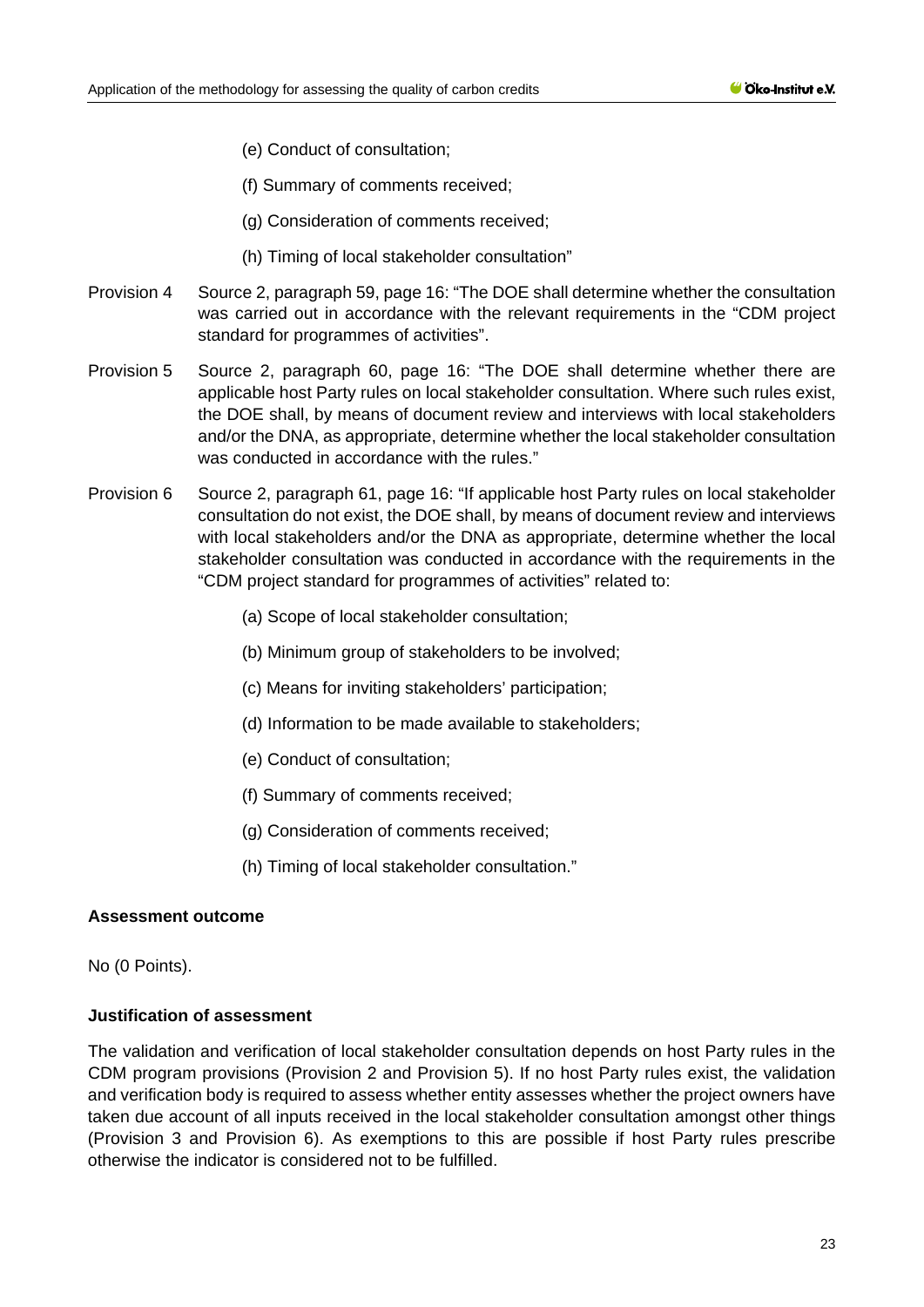(e) Conduct of consultation;

(f) Summary of comments received;

(g) Consideration of comments received;

(h) Timing of local stakeholder consultation"

Provision 4 Source 2, paragraph 59, page 16: "The DOE shall determine whether the consultation was carried out in accordance with the relevant requirements in the "CDM project standard for programmes of activities".

Provision 5 Source 2, paragraph 60, page 16: "The DOE shall determine whether there are applicable host Party rules on local stakeholder consultation. Where such rules exist, the DOE shall, by means of document review and interviews with local stakeholders and/or the DNA, as appropriate, determine whether the local stakeholder consultation was conducted in accordance with the rules."

Provision 6 Source 2, paragraph 61, page 16: "If applicable host Party rules on local stakeholder consultation do not exist, the DOE shall, by means of document review and interviews with local stakeholders and/or the DNA as appropriate, determine whether the local stakeholder consultation was conducted in accordance with the requirements in the "CDM project standard for programmes of activities" related to:

(a) Scope of local stakeholder consultation;

(b) Minimum group of stakeholders to be involved;

(c) Means for inviting stakeholders' participation;

(d) Information to be made available to stakeholders;

(e) Conduct of consultation;

(f) Summary of comments received;

(g) Consideration of comments received;

(h) Timing of local stakeholder consultation."

**Assessment outcome**

No (0 Points).

**Justification of assessment**

The validation and verification of local stakeholder consultation depends on host Party rules in the CDM program provisions (Provision 2 and Provision 5). If no host Party rules exist, the validation and verification body is required to assess whether entity assesses whether the project owners have taken due account of all inputs received in the local stakeholder consultation amongst other things (Provision 3 and Provision 6). As exemptions to this are possible if host Party rules prescribe otherwise the indicator is considered not to be fulfilled.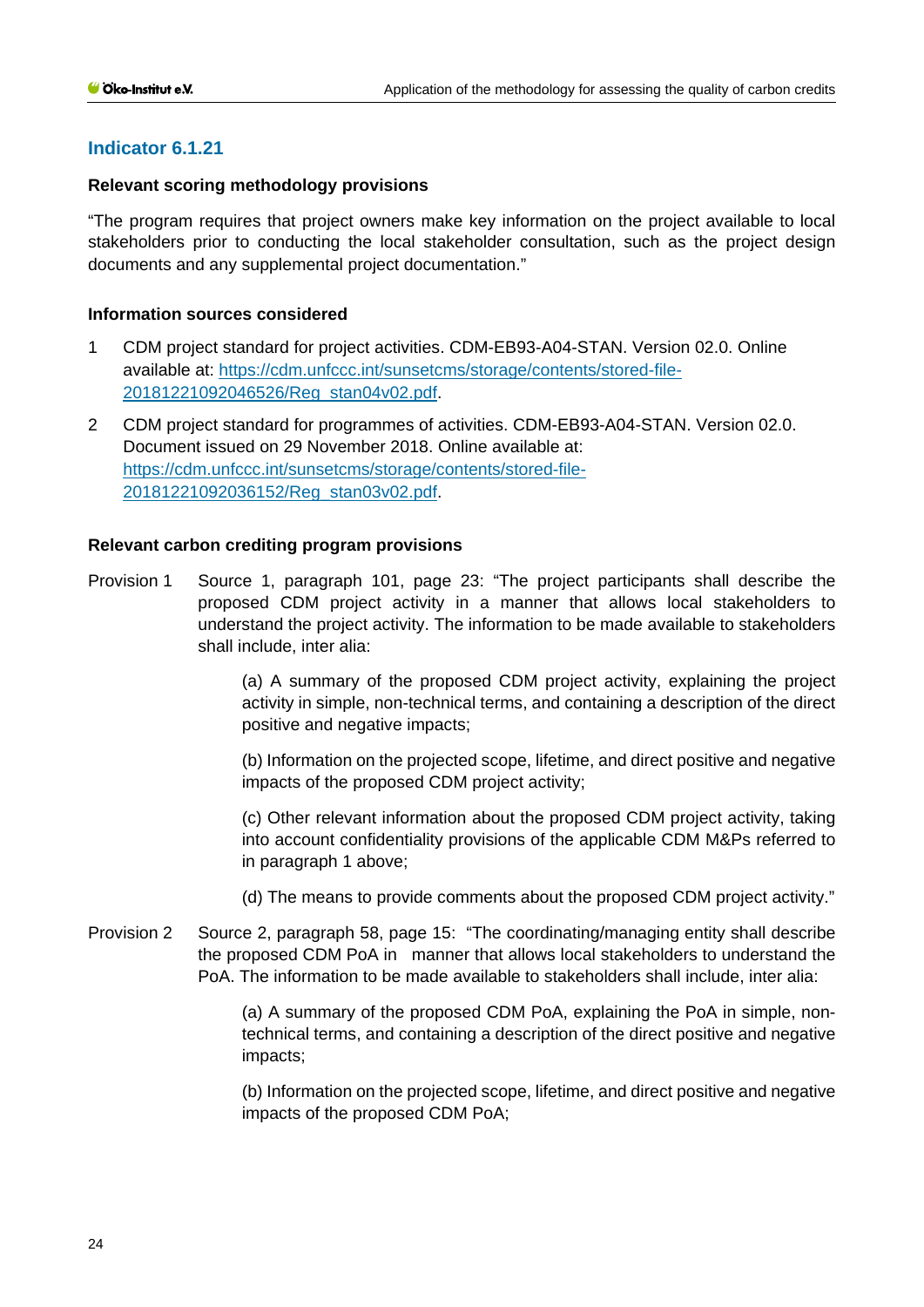### Indicator 6.1.21

**Relevant scoring methodology provisions**

"The program requires that project owners make key information on the project available to local stakeholders prior to conducting the local stakeholder consultation, such as the project design documents and any supplemental project documentation."

**Information sources considered**

1. CDM project standard for project activities. CDM-EB93-A04-STAN. Version 02.0. Online available at: https://cdm.unfccc.int/sunsetcms/storage/contents/stored-file-20181221092046526/Reg_stan04v02.pdf.
2. CDM project standard for programmes of activities. CDM-EB93-A04-STAN. Version 02.0. Document issued on 29 November 2018. Online available at: https://cdm.unfccc.int/sunsetcms/storage/contents/stored-file-20181221092036152/Reg_stan03v02.pdf.

**Relevant carbon crediting program provisions**

Provision 1 Source 1, paragraph 101, page 23: "The project participants shall describe the proposed CDM project activity in a manner that allows local stakeholders to understand the project activity. The information to be made available to stakeholders shall include, inter alia:

> (a) A summary of the proposed CDM project activity, explaining the project activity in simple, non-technical terms, and containing a description of the direct positive and negative impacts;
>
> (b) Information on the projected scope, lifetime, and direct positive and negative impacts of the proposed CDM project activity;
>
> (c) Other relevant information about the proposed CDM project activity, taking into account confidentiality provisions of the applicable CDM M&Ps referred to in paragraph 1 above;
>
> (d) The means to provide comments about the proposed CDM project activity."

Provision 2 Source 2, paragraph 58, page 15: "The coordinating/managing entity shall describe the proposed CDM PoA in manner that allows local stakeholders to understand the PoA. The information to be made available to stakeholders shall include, inter alia:

> (a) A summary of the proposed CDM PoA, explaining the PoA in simple, non-technical terms, and containing a description of the direct positive and negative impacts;
>
> (b) Information on the projected scope, lifetime, and direct positive and negative impacts of the proposed CDM PoA;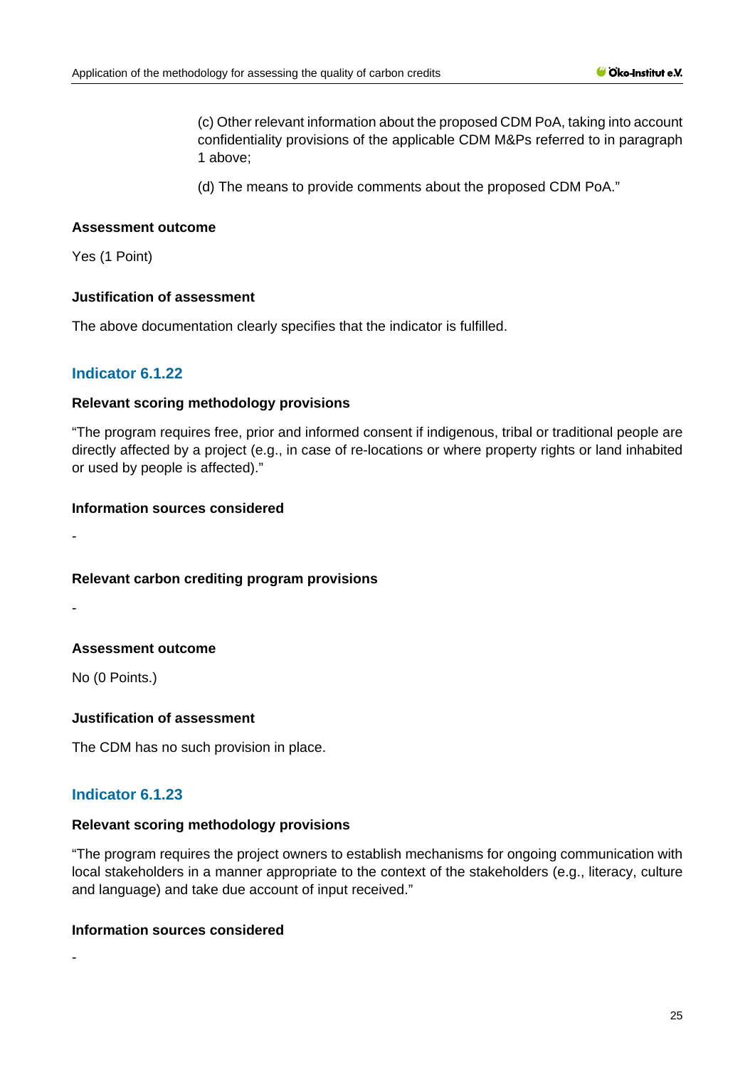(c) Other relevant information about the proposed CDM PoA, taking into account confidentiality provisions of the applicable CDM M&Ps referred to in paragraph 1 above;

(d) The means to provide comments about the proposed CDM PoA."

**Assessment outcome**

Yes (1 Point)

**Justification of assessment**

The above documentation clearly specifies that the indicator is fulfilled.

### Indicator 6.1.22

**Relevant scoring methodology provisions**

"The program requires free, prior and informed consent if indigenous, tribal or traditional people are directly affected by a project (e.g., in case of re-locations or where property rights or land inhabited or used by people is affected)."

**Information sources considered**

-

**Relevant carbon crediting program provisions**

-

**Assessment outcome**

No (0 Points.)

**Justification of assessment**

The CDM has no such provision in place.

### Indicator 6.1.23

**Relevant scoring methodology provisions**

"The program requires the project owners to establish mechanisms for ongoing communication with local stakeholders in a manner appropriate to the context of the stakeholders (e.g., literacy, culture and language) and take due account of input received."

**Information sources considered**

-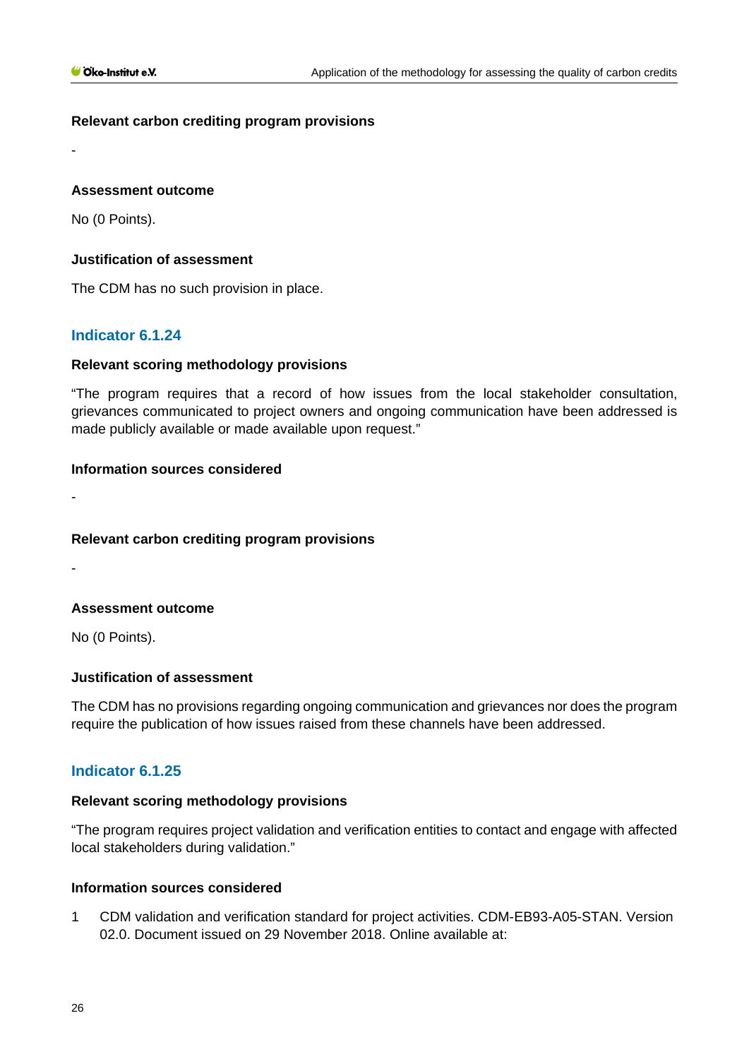#### Relevant carbon crediting program provisions

-

#### Assessment outcome

No (0 Points).

#### Justification of assessment

The CDM has no such provision in place.

### Indicator 6.1.24

#### Relevant scoring methodology provisions

"The program requires that a record of how issues from the local stakeholder consultation, grievances communicated to project owners and ongoing communication have been addressed is made publicly available or made available upon request."

#### Information sources considered

-

#### Relevant carbon crediting program provisions

-

#### Assessment outcome

No (0 Points).

#### Justification of assessment

The CDM has no provisions regarding ongoing communication and grievances nor does the program require the publication of how issues raised from these channels have been addressed.

### Indicator 6.1.25

#### Relevant scoring methodology provisions

"The program requires project validation and verification entities to contact and engage with affected local stakeholders during validation."

#### Information sources considered

1 CDM validation and verification standard for project activities. CDM-EB93-A05-STAN. Version 02.0. Document issued on 29 November 2018. Online available at: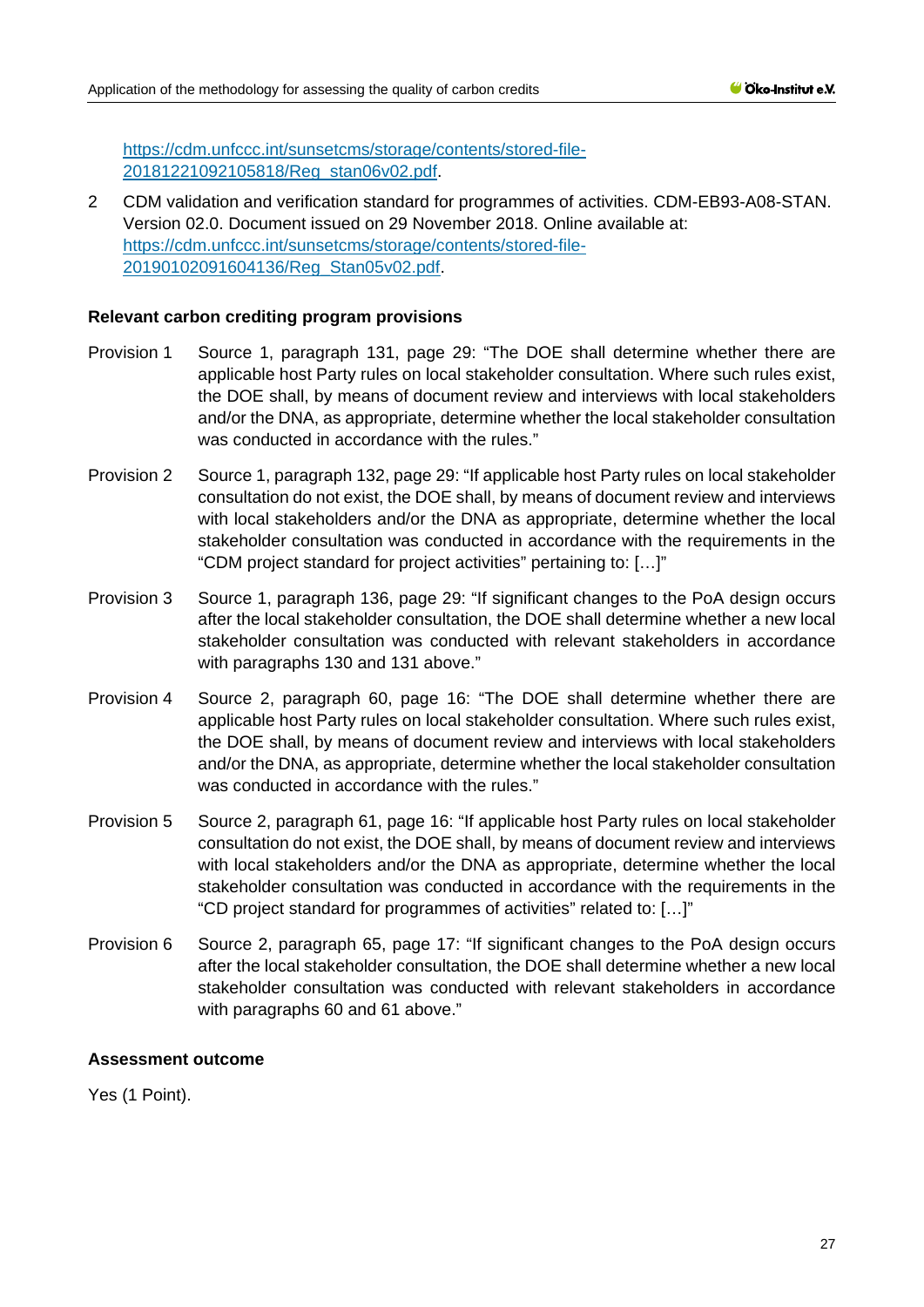https://cdm.unfccc.int/sunsetcms/storage/contents/stored-file-20181221092105818/Reg_stan06v02.pdf.

2 CDM validation and verification standard for programmes of activities. CDM-EB93-A08-STAN. Version 02.0. Document issued on 29 November 2018. Online available at: https://cdm.unfccc.int/sunsetcms/storage/contents/stored-file-20190102091604136/Reg_Stan05v02.pdf.

**Relevant carbon crediting program provisions**

Provision 1 Source 1, paragraph 131, page 29: "The DOE shall determine whether there are applicable host Party rules on local stakeholder consultation. Where such rules exist, the DOE shall, by means of document review and interviews with local stakeholders and/or the DNA, as appropriate, determine whether the local stakeholder consultation was conducted in accordance with the rules."

Provision 2 Source 1, paragraph 132, page 29: "If applicable host Party rules on local stakeholder consultation do not exist, the DOE shall, by means of document review and interviews with local stakeholders and/or the DNA as appropriate, determine whether the local stakeholder consultation was conducted in accordance with the requirements in the "CDM project standard for project activities" pertaining to: […]"

Provision 3 Source 1, paragraph 136, page 29: "If significant changes to the PoA design occurs after the local stakeholder consultation, the DOE shall determine whether a new local stakeholder consultation was conducted with relevant stakeholders in accordance with paragraphs 130 and 131 above."

Provision 4 Source 2, paragraph 60, page 16: "The DOE shall determine whether there are applicable host Party rules on local stakeholder consultation. Where such rules exist, the DOE shall, by means of document review and interviews with local stakeholders and/or the DNA, as appropriate, determine whether the local stakeholder consultation was conducted in accordance with the rules."

Provision 5 Source 2, paragraph 61, page 16: "If applicable host Party rules on local stakeholder consultation do not exist, the DOE shall, by means of document review and interviews with local stakeholders and/or the DNA as appropriate, determine whether the local stakeholder consultation was conducted in accordance with the requirements in the "CD project standard for programmes of activities" related to: […]"

Provision 6 Source 2, paragraph 65, page 17: "If significant changes to the PoA design occurs after the local stakeholder consultation, the DOE shall determine whether a new local stakeholder consultation was conducted with relevant stakeholders in accordance with paragraphs 60 and 61 above."

**Assessment outcome**

Yes (1 Point).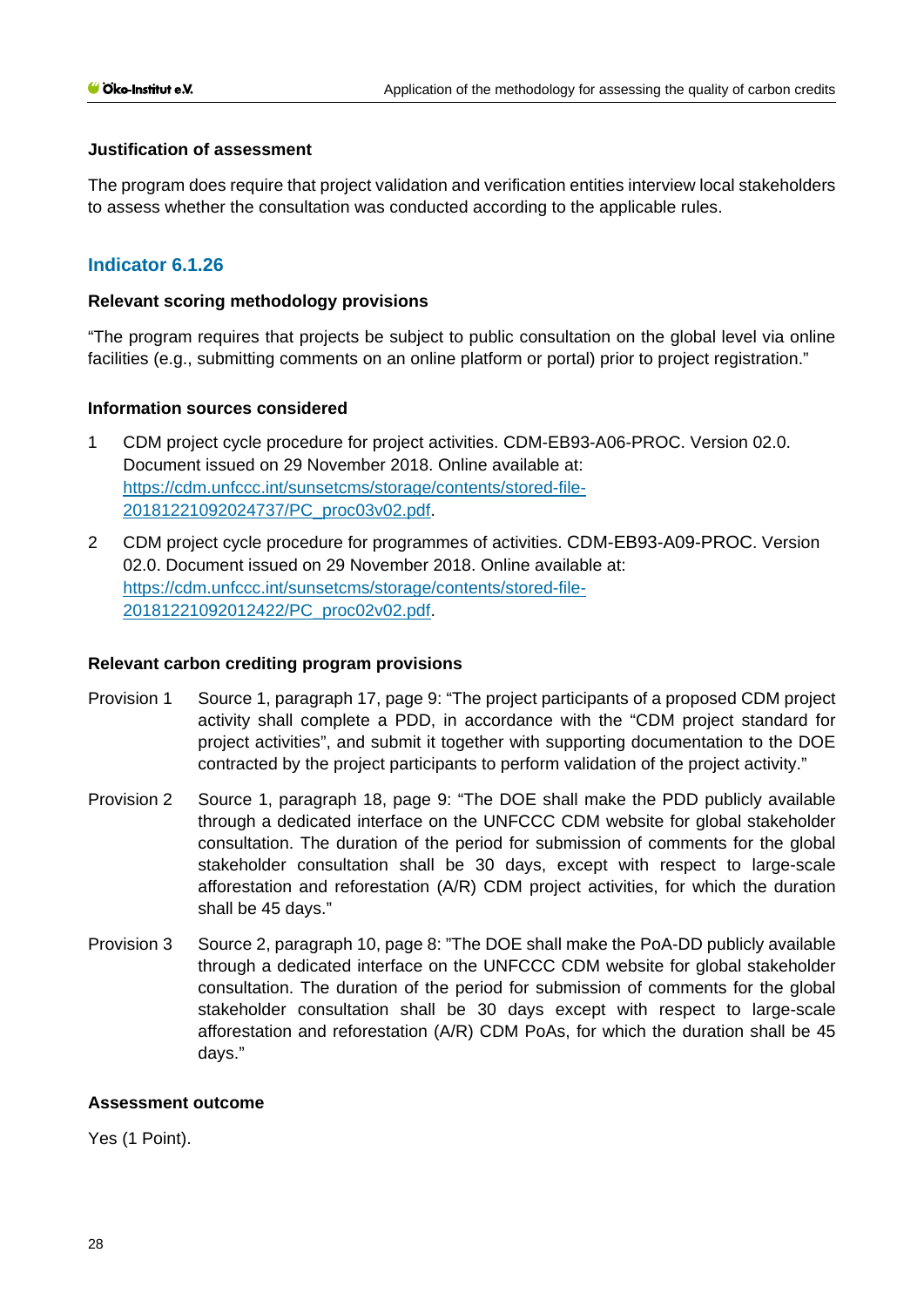#### Justification of assessment

The program does require that project validation and verification entities interview local stakeholders to assess whether the consultation was conducted according to the applicable rules.

### Indicator 6.1.26

#### Relevant scoring methodology provisions

"The program requires that projects be subject to public consultation on the global level via online facilities (e.g., submitting comments on an online platform or portal) prior to project registration."

#### Information sources considered

1. CDM project cycle procedure for project activities. CDM-EB93-A06-PROC. Version 02.0. Document issued on 29 November 2018. Online available at: https://cdm.unfccc.int/sunsetcms/storage/contents/stored-file-20181221092024737/PC_proc03v02.pdf.
2. CDM project cycle procedure for programmes of activities. CDM-EB93-A09-PROC. Version 02.0. Document issued on 29 November 2018. Online available at: https://cdm.unfccc.int/sunsetcms/storage/contents/stored-file-20181221092012422/PC_proc02v02.pdf.

#### Relevant carbon crediting program provisions

Provision 1 Source 1, paragraph 17, page 9: "The project participants of a proposed CDM project activity shall complete a PDD, in accordance with the "CDM project standard for project activities", and submit it together with supporting documentation to the DOE contracted by the project participants to perform validation of the project activity."

Provision 2 Source 1, paragraph 18, page 9: "The DOE shall make the PDD publicly available through a dedicated interface on the UNFCCC CDM website for global stakeholder consultation. The duration of the period for submission of comments for the global stakeholder consultation shall be 30 days, except with respect to large-scale afforestation and reforestation (A/R) CDM project activities, for which the duration shall be 45 days."

Provision 3 Source 2, paragraph 10, page 8: "The DOE shall make the PoA-DD publicly available through a dedicated interface on the UNFCCC CDM website for global stakeholder consultation. The duration of the period for submission of comments for the global stakeholder consultation shall be 30 days except with respect to large-scale afforestation and reforestation (A/R) CDM PoAs, for which the duration shall be 45 days."

#### Assessment outcome

Yes (1 Point).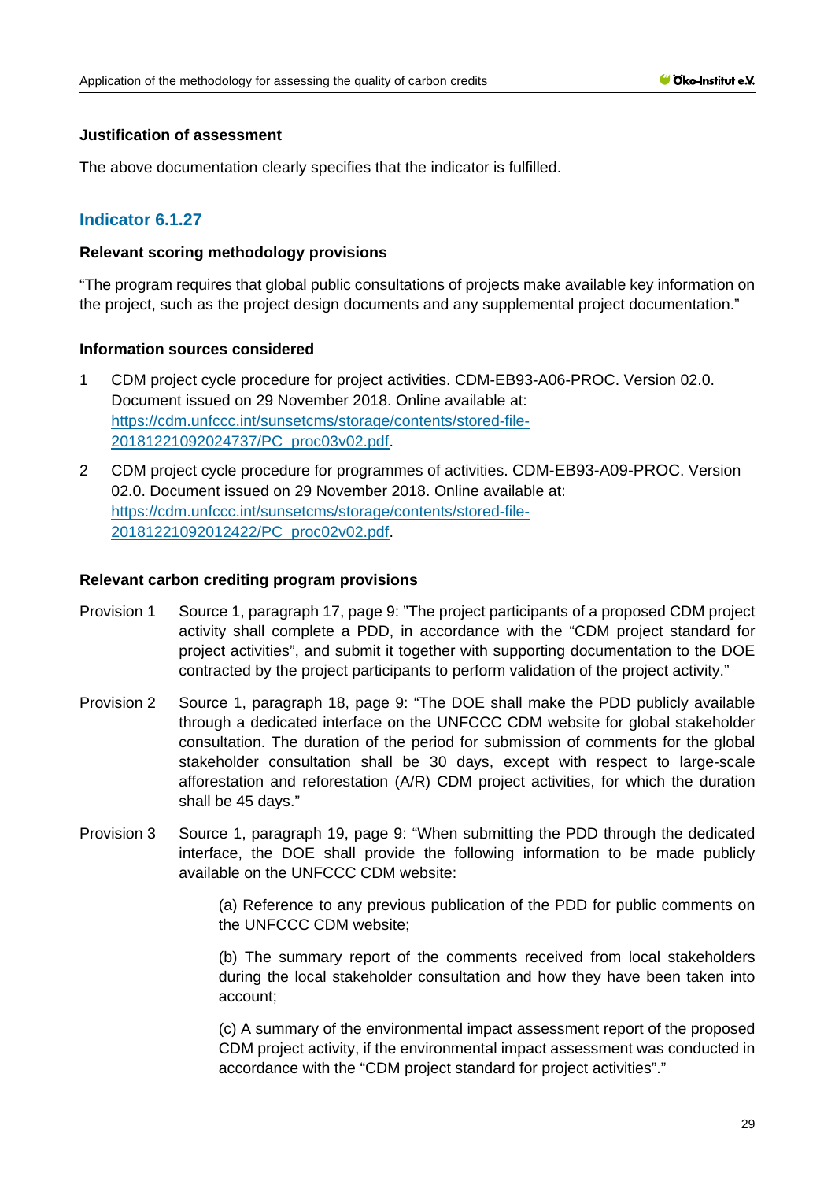**Justification of assessment**

The above documentation clearly specifies that the indicator is fulfilled.

## Indicator 6.1.27

**Relevant scoring methodology provisions**

"The program requires that global public consultations of projects make available key information on the project, such as the project design documents and any supplemental project documentation."

**Information sources considered**

1. CDM project cycle procedure for project activities. CDM-EB93-A06-PROC. Version 02.0. Document issued on 29 November 2018. Online available at: [https://cdm.unfccc.int/sunsetcms/storage/contents/stored-file-20181221092024737/PC_proc03v02.pdf](https://cdm.unfccc.int/sunsetcms/storage/contents/stored-file-20181221092024737/PC_proc03v02.pdf).
2. CDM project cycle procedure for programmes of activities. CDM-EB93-A09-PROC. Version 02.0. Document issued on 29 November 2018. Online available at: [https://cdm.unfccc.int/sunsetcms/storage/contents/stored-file-20181221092012422/PC_proc02v02.pdf](https://cdm.unfccc.int/sunsetcms/storage/contents/stored-file-20181221092012422/PC_proc02v02.pdf).

**Relevant carbon crediting program provisions**

Provision 1 Source 1, paragraph 17, page 9: "The project participants of a proposed CDM project activity shall complete a PDD, in accordance with the "CDM project standard for project activities", and submit it together with supporting documentation to the DOE contracted by the project participants to perform validation of the project activity."

Provision 2 Source 1, paragraph 18, page 9: "The DOE shall make the PDD publicly available through a dedicated interface on the UNFCCC CDM website for global stakeholder consultation. The duration of the period for submission of comments for the global stakeholder consultation shall be 30 days, except with respect to large-scale afforestation and reforestation (A/R) CDM project activities, for which the duration shall be 45 days."

Provision 3 Source 1, paragraph 19, page 9: "When submitting the PDD through the dedicated interface, the DOE shall provide the following information to be made publicly available on the UNFCCC CDM website:

> (a) Reference to any previous publication of the PDD for public comments on the UNFCCC CDM website;
>
> (b) The summary report of the comments received from local stakeholders during the local stakeholder consultation and how they have been taken into account;
>
> (c) A summary of the environmental impact assessment report of the proposed CDM project activity, if the environmental impact assessment was conducted in accordance with the "CDM project standard for project activities"."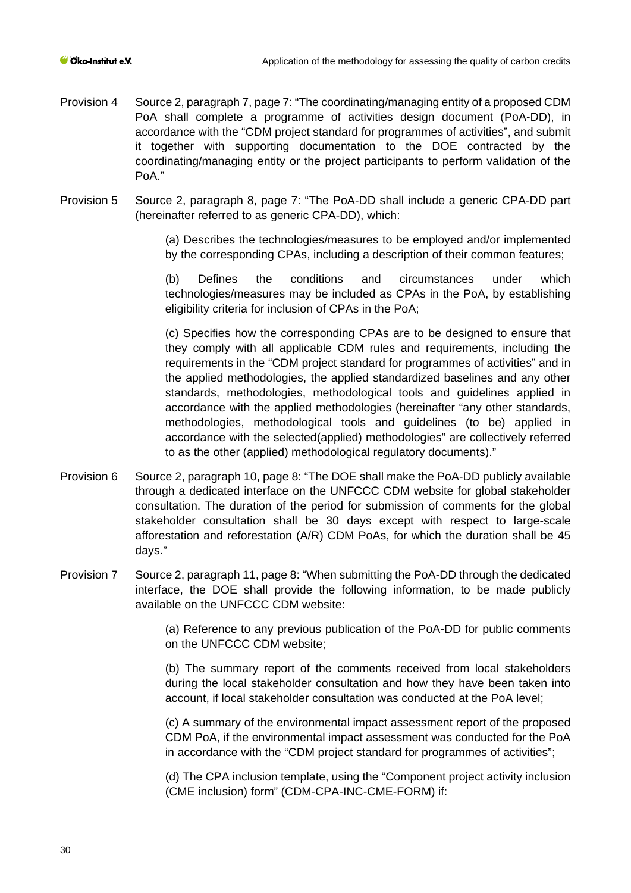Provision 4 Source 2, paragraph 7, page 7: "The coordinating/managing entity of a proposed CDM PoA shall complete a programme of activities design document (PoA-DD), in accordance with the "CDM project standard for programmes of activities", and submit it together with supporting documentation to the DOE contracted by the coordinating/managing entity or the project participants to perform validation of the PoA."

Provision 5 Source 2, paragraph 8, page 7: "The PoA-DD shall include a generic CPA-DD part (hereinafter referred to as generic CPA-DD), which:

> (a) Describes the technologies/measures to be employed and/or implemented by the corresponding CPAs, including a description of their common features;
>
> (b) Defines the conditions and circumstances under which technologies/measures may be included as CPAs in the PoA, by establishing eligibility criteria for inclusion of CPAs in the PoA;
>
> (c) Specifies how the corresponding CPAs are to be designed to ensure that they comply with all applicable CDM rules and requirements, including the requirements in the "CDM project standard for programmes of activities" and in the applied methodologies, the applied standardized baselines and any other standards, methodologies, methodological tools and guidelines applied in accordance with the applied methodologies (hereinafter "any other standards, methodologies, methodological tools and guidelines (to be) applied in accordance with the selected(applied) methodologies" are collectively referred to as the other (applied) methodological regulatory documents)."

Provision 6 Source 2, paragraph 10, page 8: "The DOE shall make the PoA-DD publicly available through a dedicated interface on the UNFCCC CDM website for global stakeholder consultation. The duration of the period for submission of comments for the global stakeholder consultation shall be 30 days except with respect to large-scale afforestation and reforestation (A/R) CDM PoAs, for which the duration shall be 45 days."

Provision 7 Source 2, paragraph 11, page 8: "When submitting the PoA-DD through the dedicated interface, the DOE shall provide the following information, to be made publicly available on the UNFCCC CDM website:

> (a) Reference to any previous publication of the PoA-DD for public comments on the UNFCCC CDM website;
>
> (b) The summary report of the comments received from local stakeholders during the local stakeholder consultation and how they have been taken into account, if local stakeholder consultation was conducted at the PoA level;
>
> (c) A summary of the environmental impact assessment report of the proposed CDM PoA, if the environmental impact assessment was conducted for the PoA in accordance with the "CDM project standard for programmes of activities";
>
> (d) The CPA inclusion template, using the "Component project activity inclusion (CME inclusion) form" (CDM-CPA-INC-CME-FORM) if: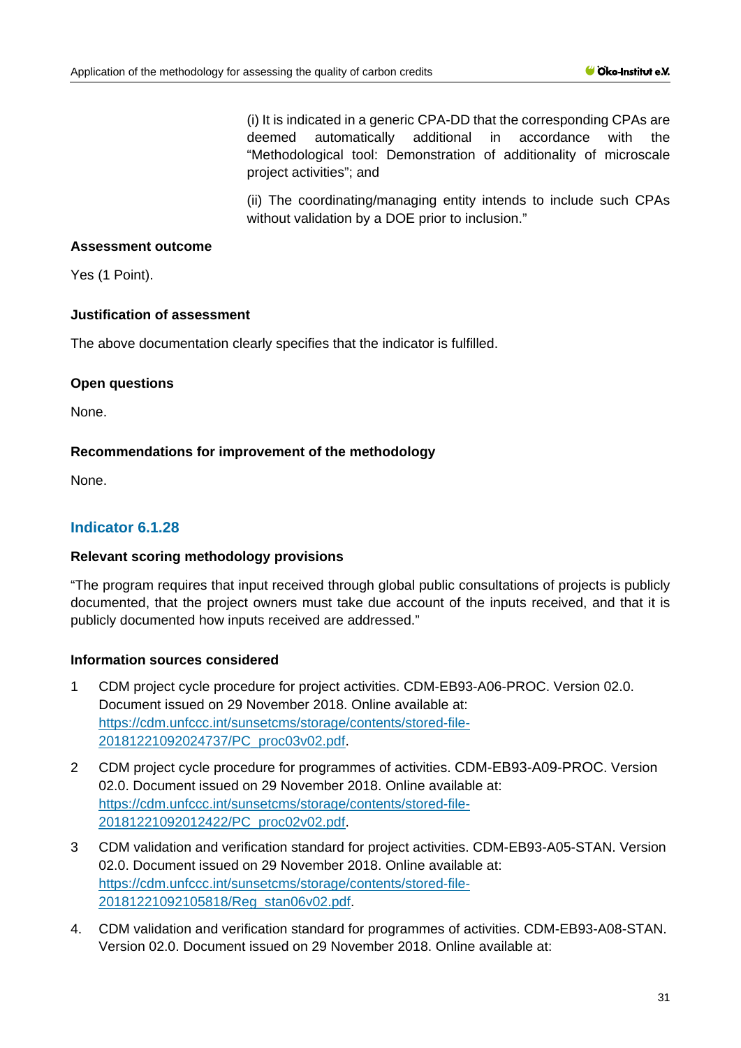> (i) It is indicated in a generic CPA-DD that the corresponding CPAs are deemed automatically additional in accordance with the "Methodological tool: Demonstration of additionality of microscale project activities"; and
>
> (ii) The coordinating/managing entity intends to include such CPAs without validation by a DOE prior to inclusion."

**Assessment outcome**

Yes (1 Point).

**Justification of assessment**

The above documentation clearly specifies that the indicator is fulfilled.

**Open questions**

None.

**Recommendations for improvement of the methodology**

None.

### Indicator 6.1.28

**Relevant scoring methodology provisions**

"The program requires that input received through global public consultations of projects is publicly documented, that the project owners must take due account of the inputs received, and that it is publicly documented how inputs received are addressed."

**Information sources considered**

1 CDM project cycle procedure for project activities. CDM-EB93-A06-PROC. Version 02.0. Document issued on 29 November 2018. Online available at: https://cdm.unfccc.int/sunsetcms/storage/contents/stored-file-20181221092024737/PC_proc03v02.pdf.

2 CDM project cycle procedure for programmes of activities. CDM-EB93-A09-PROC. Version 02.0. Document issued on 29 November 2018. Online available at: https://cdm.unfccc.int/sunsetcms/storage/contents/stored-file-20181221092012422/PC_proc02v02.pdf.

3 CDM validation and verification standard for project activities. CDM-EB93-A05-STAN. Version 02.0. Document issued on 29 November 2018. Online available at: https://cdm.unfccc.int/sunsetcms/storage/contents/stored-file-20181221092105818/Reg_stan06v02.pdf.

4. CDM validation and verification standard for programmes of activities. CDM-EB93-A08-STAN. Version 02.0. Document issued on 29 November 2018. Online available at: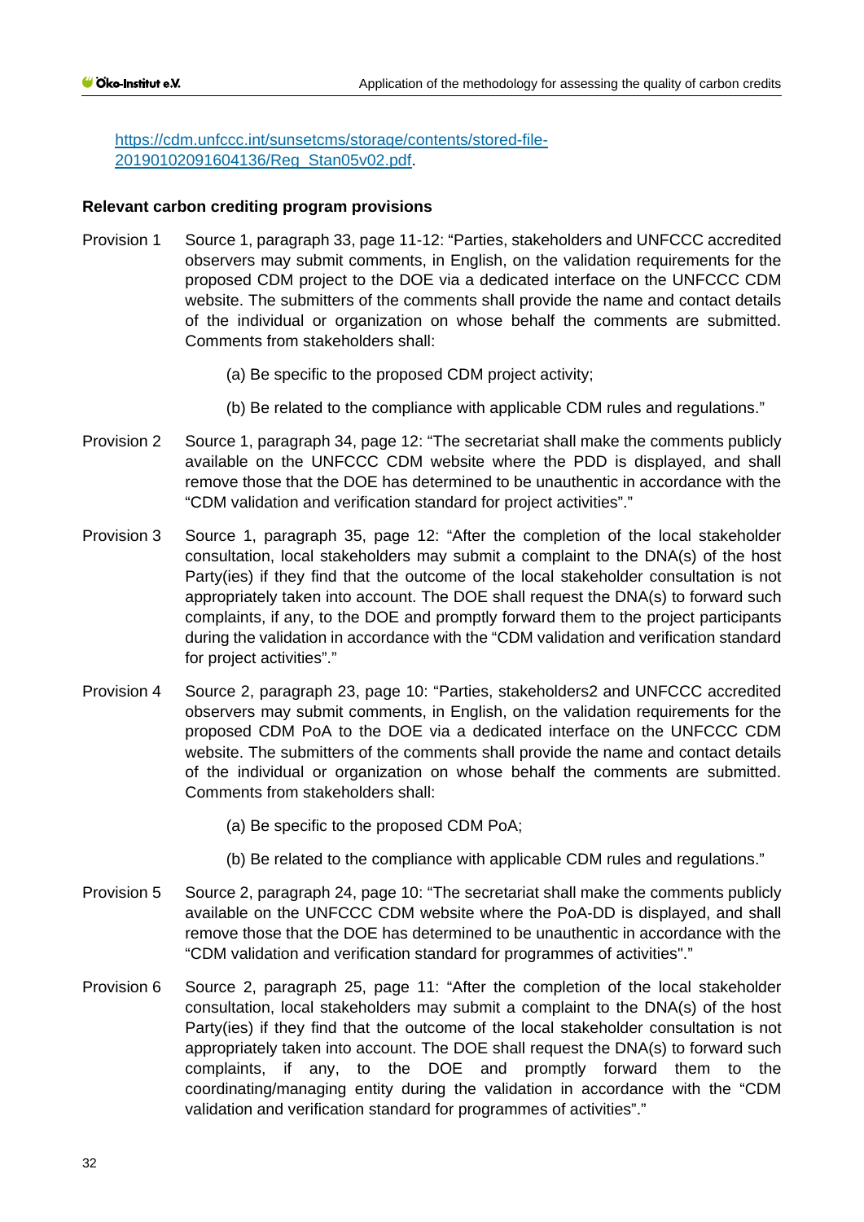https://cdm.unfccc.int/sunsetcms/storage/contents/stored-file-20190102091604136/Reg_Stan05v02.pdf.

**Relevant carbon crediting program provisions**

Provision 1 Source 1, paragraph 33, page 11-12: "Parties, stakeholders and UNFCCC accredited observers may submit comments, in English, on the validation requirements for the proposed CDM project to the DOE via a dedicated interface on the UNFCCC CDM website. The submitters of the comments shall provide the name and contact details of the individual or organization on whose behalf the comments are submitted. Comments from stakeholders shall:

(a) Be specific to the proposed CDM project activity;

(b) Be related to the compliance with applicable CDM rules and regulations."

Provision 2 Source 1, paragraph 34, page 12: "The secretariat shall make the comments publicly available on the UNFCCC CDM website where the PDD is displayed, and shall remove those that the DOE has determined to be unauthentic in accordance with the "CDM validation and verification standard for project activities"."

Provision 3 Source 1, paragraph 35, page 12: "After the completion of the local stakeholder consultation, local stakeholders may submit a complaint to the DNA(s) of the host Party(ies) if they find that the outcome of the local stakeholder consultation is not appropriately taken into account. The DOE shall request the DNA(s) to forward such complaints, if any, to the DOE and promptly forward them to the project participants during the validation in accordance with the "CDM validation and verification standard for project activities"."

Provision 4 Source 2, paragraph 23, page 10: "Parties, stakeholders2 and UNFCCC accredited observers may submit comments, in English, on the validation requirements for the proposed CDM PoA to the DOE via a dedicated interface on the UNFCCC CDM website. The submitters of the comments shall provide the name and contact details of the individual or organization on whose behalf the comments are submitted. Comments from stakeholders shall:

(a) Be specific to the proposed CDM PoA;

(b) Be related to the compliance with applicable CDM rules and regulations."

Provision 5 Source 2, paragraph 24, page 10: "The secretariat shall make the comments publicly available on the UNFCCC CDM website where the PoA-DD is displayed, and shall remove those that the DOE has determined to be unauthentic in accordance with the "CDM validation and verification standard for programmes of activities"."

Provision 6 Source 2, paragraph 25, page 11: "After the completion of the local stakeholder consultation, local stakeholders may submit a complaint to the DNA(s) of the host Party(ies) if they find that the outcome of the local stakeholder consultation is not appropriately taken into account. The DOE shall request the DNA(s) to forward such complaints, if any, to the DOE and promptly forward them to the coordinating/managing entity during the validation in accordance with the "CDM validation and verification standard for programmes of activities"."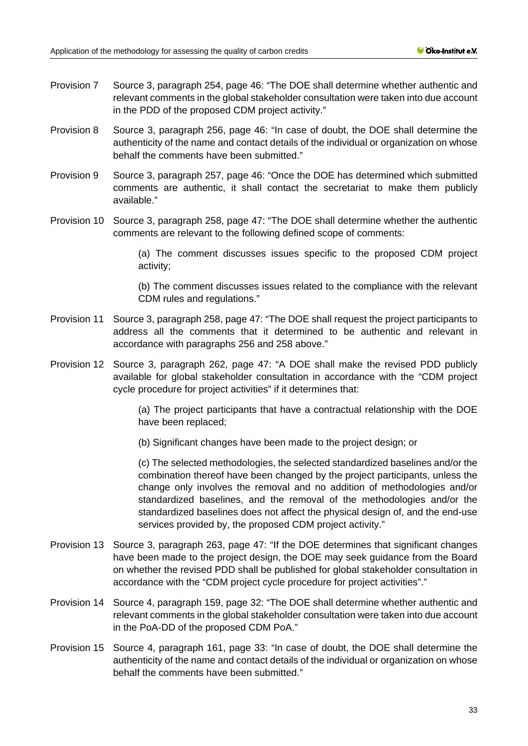Provision 7 Source 3, paragraph 254, page 46: "The DOE shall determine whether authentic and relevant comments in the global stakeholder consultation were taken into due account in the PDD of the proposed CDM project activity."

Provision 8 Source 3, paragraph 256, page 46: "In case of doubt, the DOE shall determine the authenticity of the name and contact details of the individual or organization on whose behalf the comments have been submitted."

Provision 9 Source 3, paragraph 257, page 46: "Once the DOE has determined which submitted comments are authentic, it shall contact the secretariat to make them publicly available."

Provision 10 Source 3, paragraph 258, page 47: "The DOE shall determine whether the authentic comments are relevant to the following defined scope of comments:

> (a) The comment discusses issues specific to the proposed CDM project activity;
>
> (b) The comment discusses issues related to the compliance with the relevant CDM rules and regulations."

Provision 11 Source 3, paragraph 258, page 47: "The DOE shall request the project participants to address all the comments that it determined to be authentic and relevant in accordance with paragraphs 256 and 258 above."

Provision 12 Source 3, paragraph 262, page 47: "A DOE shall make the revised PDD publicly available for global stakeholder consultation in accordance with the "CDM project cycle procedure for project activities" if it determines that:

> (a) The project participants that have a contractual relationship with the DOE have been replaced;
>
> (b) Significant changes have been made to the project design; or
>
> (c) The selected methodologies, the selected standardized baselines and/or the combination thereof have been changed by the project participants, unless the change only involves the removal and no addition of methodologies and/or standardized baselines, and the removal of the methodologies and/or the standardized baselines does not affect the physical design of, and the end-use services provided by, the proposed CDM project activity."

Provision 13 Source 3, paragraph 263, page 47: "If the DOE determines that significant changes have been made to the project design, the DOE may seek guidance from the Board on whether the revised PDD shall be published for global stakeholder consultation in accordance with the "CDM project cycle procedure for project activities"."

Provision 14 Source 4, paragraph 159, page 32: "The DOE shall determine whether authentic and relevant comments in the global stakeholder consultation were taken into due account in the PoA-DD of the proposed CDM PoA."

Provision 15 Source 4, paragraph 161, page 33: "In case of doubt, the DOE shall determine the authenticity of the name and contact details of the individual or organization on whose behalf the comments have been submitted."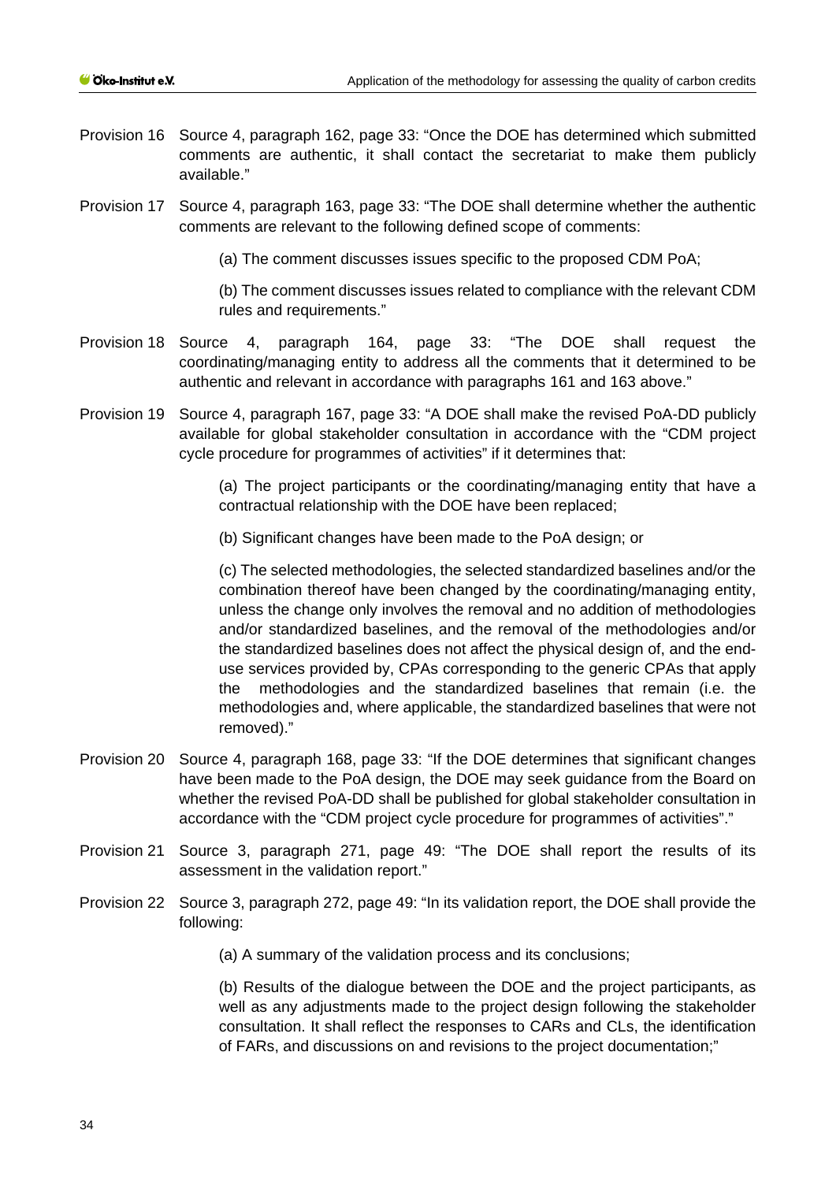Provision 16 Source 4, paragraph 162, page 33: "Once the DOE has determined which submitted comments are authentic, it shall contact the secretariat to make them publicly available."

Provision 17 Source 4, paragraph 163, page 33: "The DOE shall determine whether the authentic comments are relevant to the following defined scope of comments:

(a) The comment discusses issues specific to the proposed CDM PoA;

(b) The comment discusses issues related to compliance with the relevant CDM rules and requirements."

Provision 18 Source 4, paragraph 164, page 33: "The DOE shall request the coordinating/managing entity to address all the comments that it determined to be authentic and relevant in accordance with paragraphs 161 and 163 above."

Provision 19 Source 4, paragraph 167, page 33: "A DOE shall make the revised PoA-DD publicly available for global stakeholder consultation in accordance with the "CDM project cycle procedure for programmes of activities" if it determines that:

(a) The project participants or the coordinating/managing entity that have a contractual relationship with the DOE have been replaced;

(b) Significant changes have been made to the PoA design; or

(c) The selected methodologies, the selected standardized baselines and/or the combination thereof have been changed by the coordinating/managing entity, unless the change only involves the removal and no addition of methodologies and/or standardized baselines, and the removal of the methodologies and/or the standardized baselines does not affect the physical design of, and the end-use services provided by, CPAs corresponding to the generic CPAs that apply the methodologies and the standardized baselines that remain (i.e. the methodologies and, where applicable, the standardized baselines that were not removed)."

Provision 20 Source 4, paragraph 168, page 33: "If the DOE determines that significant changes have been made to the PoA design, the DOE may seek guidance from the Board on whether the revised PoA-DD shall be published for global stakeholder consultation in accordance with the "CDM project cycle procedure for programmes of activities"."

Provision 21 Source 3, paragraph 271, page 49: "The DOE shall report the results of its assessment in the validation report."

Provision 22 Source 3, paragraph 272, page 49: "In its validation report, the DOE shall provide the following:

(a) A summary of the validation process and its conclusions;

(b) Results of the dialogue between the DOE and the project participants, as well as any adjustments made to the project design following the stakeholder consultation. It shall reflect the responses to CARs and CLs, the identification of FARs, and discussions on and revisions to the project documentation;"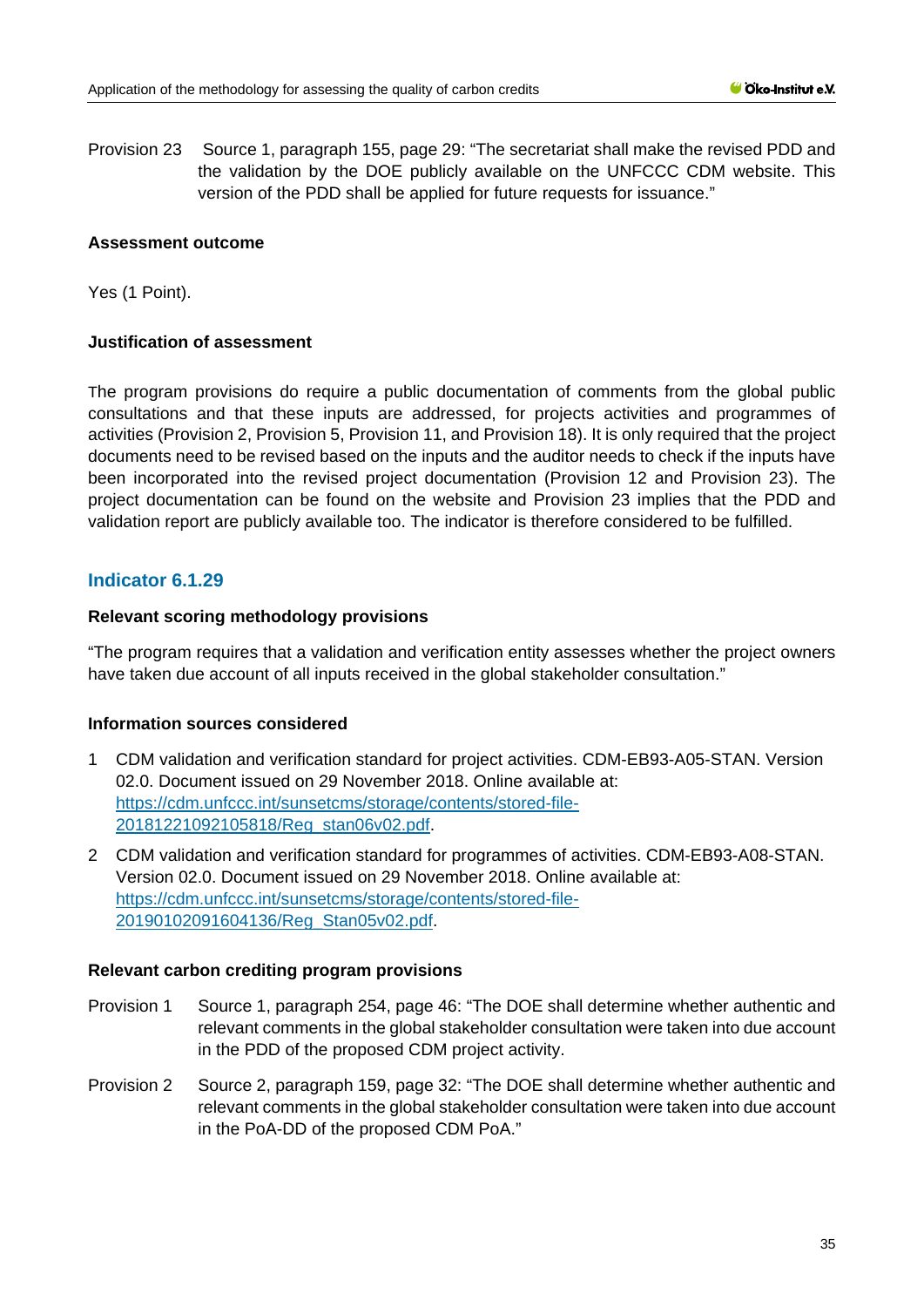Provision 23 Source 1, paragraph 155, page 29: "The secretariat shall make the revised PDD and the validation by the DOE publicly available on the UNFCCC CDM website. This version of the PDD shall be applied for future requests for issuance."

**Assessment outcome**

Yes (1 Point).

**Justification of assessment**

The program provisions do require a public documentation of comments from the global public consultations and that these inputs are addressed, for projects activities and programmes of activities (Provision 2, Provision 5, Provision 11, and Provision 18). It is only required that the project documents need to be revised based on the inputs and the auditor needs to check if the inputs have been incorporated into the revised project documentation (Provision 12 and Provision 23). The project documentation can be found on the website and Provision 23 implies that the PDD and validation report are publicly available too. The indicator is therefore considered to be fulfilled.

## Indicator 6.1.29

**Relevant scoring methodology provisions**

"The program requires that a validation and verification entity assesses whether the project owners have taken due account of all inputs received in the global stakeholder consultation."

**Information sources considered**

1. CDM validation and verification standard for project activities. CDM-EB93-A05-STAN. Version 02.0. Document issued on 29 November 2018. Online available at: https://cdm.unfccc.int/sunsetcms/storage/contents/stored-file-20181221092105818/Reg_stan06v02.pdf.
2. CDM validation and verification standard for programmes of activities. CDM-EB93-A08-STAN. Version 02.0. Document issued on 29 November 2018. Online available at: https://cdm.unfccc.int/sunsetcms/storage/contents/stored-file-20190102091604136/Reg_Stan05v02.pdf.

**Relevant carbon crediting program provisions**

Provision 1 Source 1, paragraph 254, page 46: "The DOE shall determine whether authentic and relevant comments in the global stakeholder consultation were taken into due account in the PDD of the proposed CDM project activity.

Provision 2 Source 2, paragraph 159, page 32: "The DOE shall determine whether authentic and relevant comments in the global stakeholder consultation were taken into due account in the PoA-DD of the proposed CDM PoA."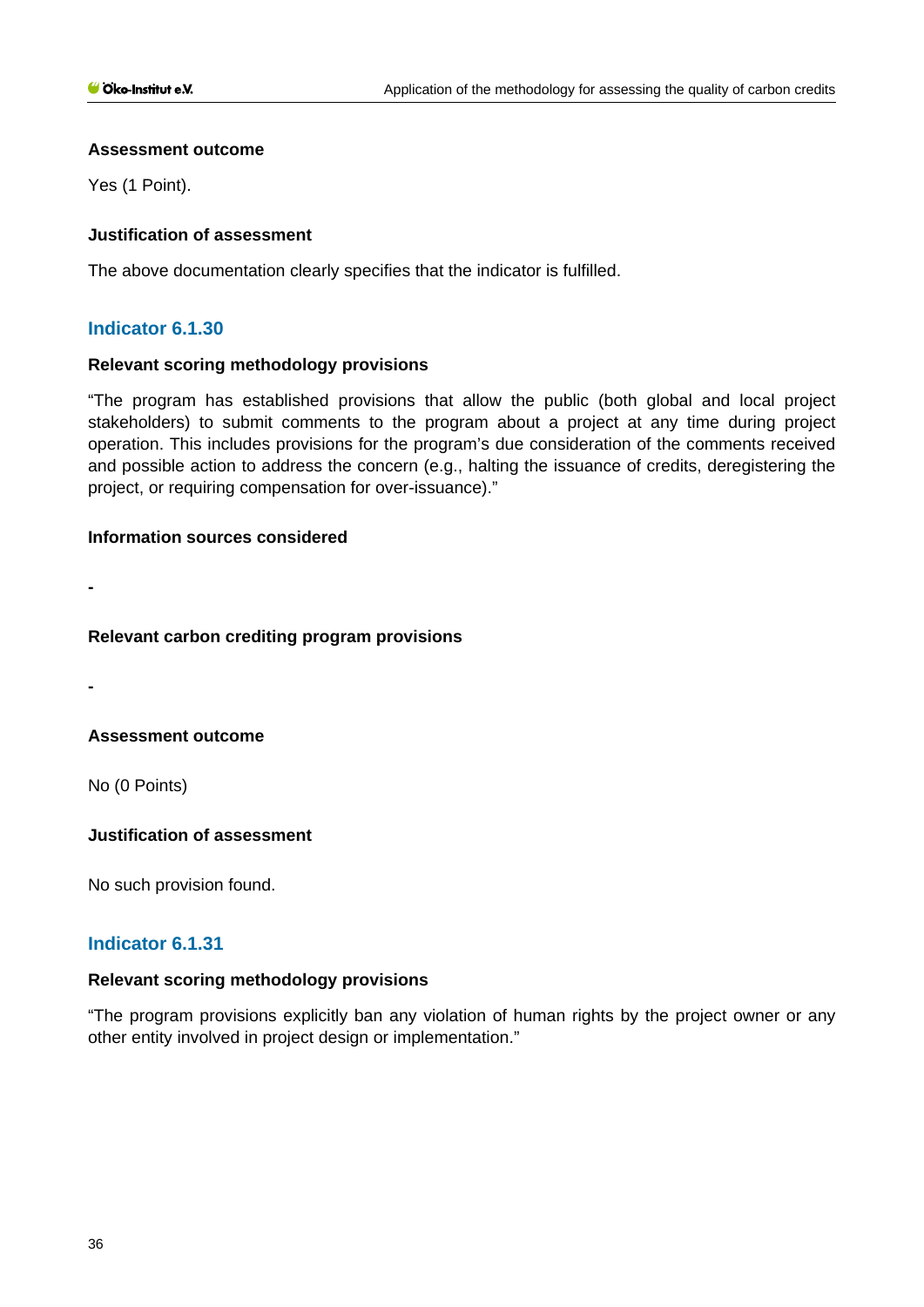**Assessment outcome**

Yes (1 Point).

**Justification of assessment**

The above documentation clearly specifies that the indicator is fulfilled.

## Indicator 6.1.30

**Relevant scoring methodology provisions**

"The program has established provisions that allow the public (both global and local project stakeholders) to submit comments to the program about a project at any time during project operation. This includes provisions for the program's due consideration of the comments received and possible action to address the concern (e.g., halting the issuance of credits, deregistering the project, or requiring compensation for over-issuance)."

**Information sources considered**

-

**Relevant carbon crediting program provisions**

-

**Assessment outcome**

No (0 Points)

**Justification of assessment**

No such provision found.

## Indicator 6.1.31

**Relevant scoring methodology provisions**

"The program provisions explicitly ban any violation of human rights by the project owner or any other entity involved in project design or implementation."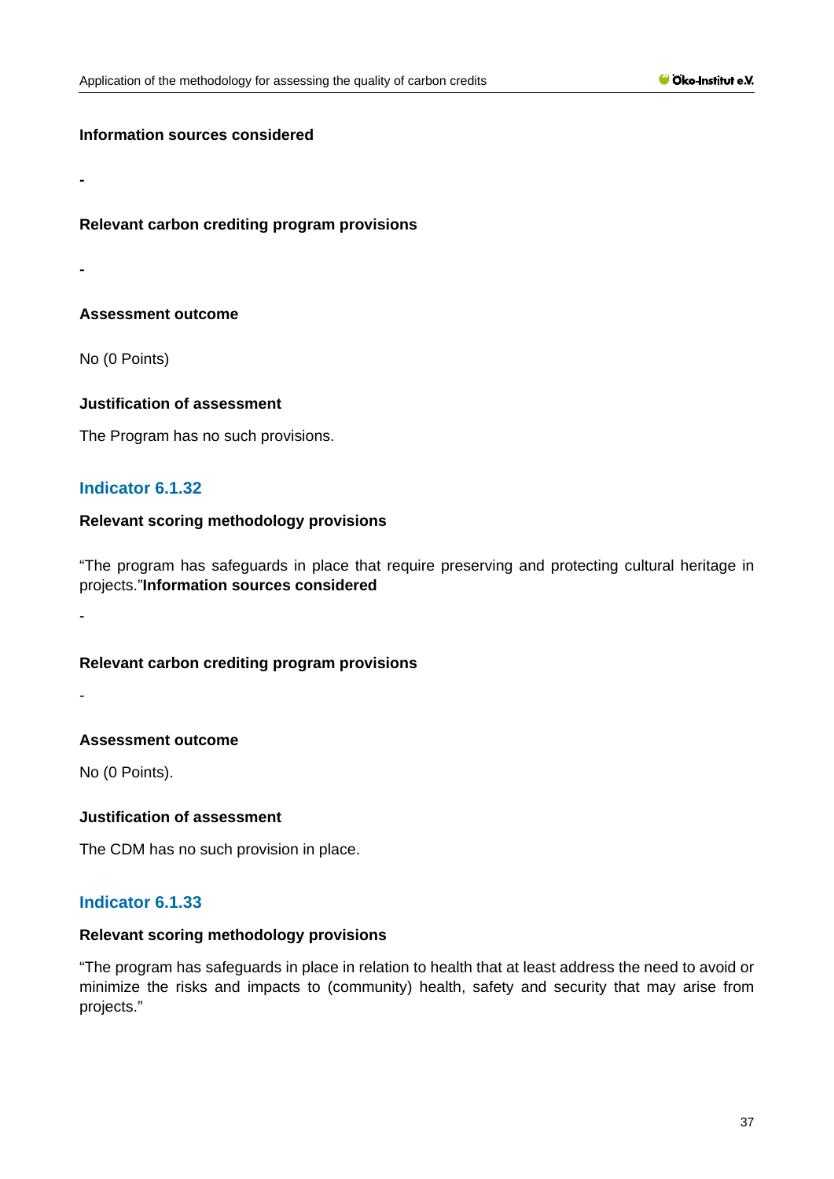**Information sources considered**

-

**Relevant carbon crediting program provisions**

-

**Assessment outcome**

No (0 Points)

**Justification of assessment**

The Program has no such provisions.

### Indicator 6.1.32

**Relevant scoring methodology provisions**

"The program has safeguards in place that require preserving and protecting cultural heritage in projects."**Information sources considered**

-

**Relevant carbon crediting program provisions**

-

**Assessment outcome**

No (0 Points).

**Justification of assessment**

The CDM has no such provision in place.

### Indicator 6.1.33

**Relevant scoring methodology provisions**

"The program has safeguards in place in relation to health that at least address the need to avoid or minimize the risks and impacts to (community) health, safety and security that may arise from projects."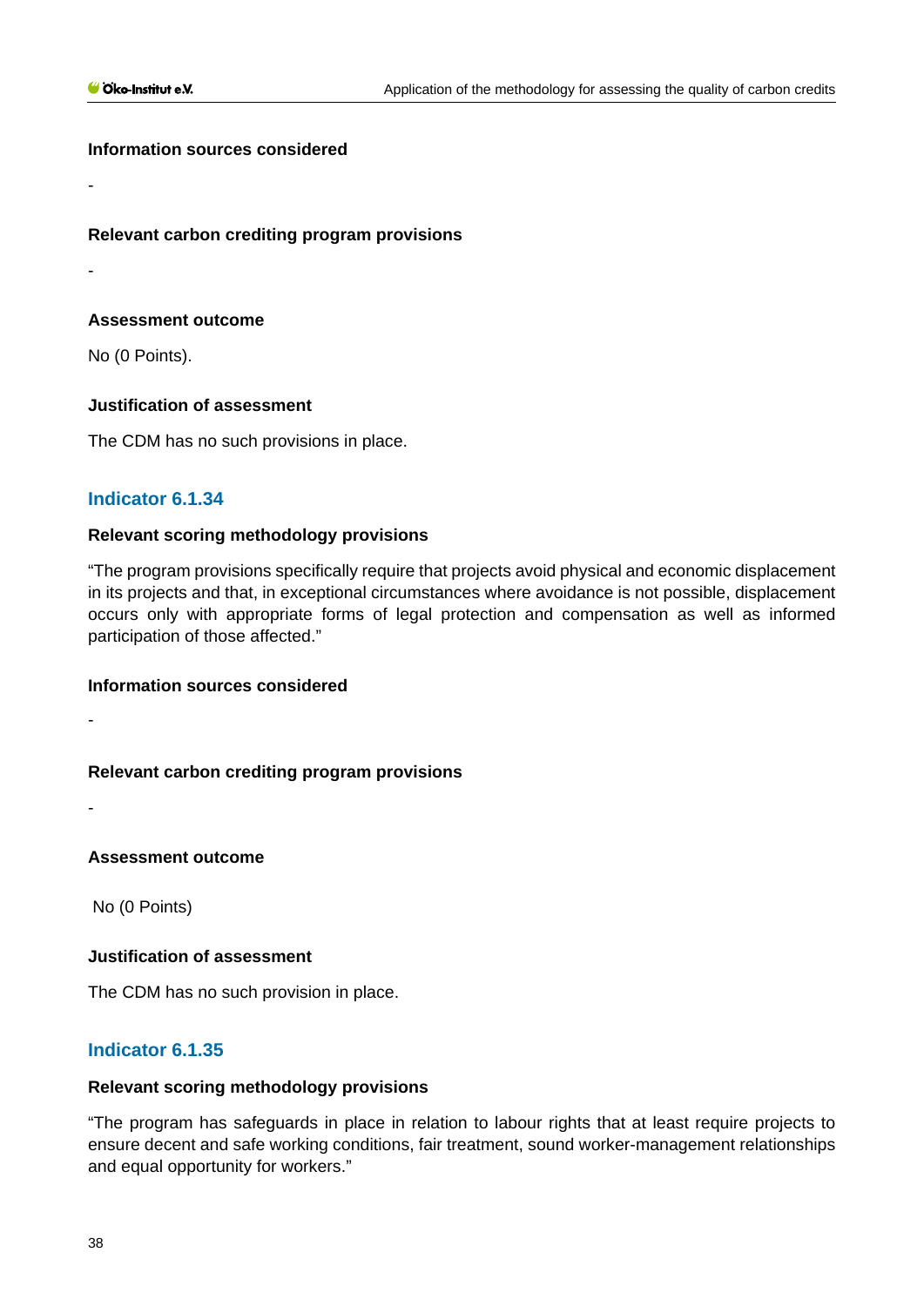**Information sources considered**

-

**Relevant carbon crediting program provisions**

-

**Assessment outcome**

No (0 Points).

**Justification of assessment**

The CDM has no such provisions in place.

### Indicator 6.1.34

**Relevant scoring methodology provisions**

"The program provisions specifically require that projects avoid physical and economic displacement in its projects and that, in exceptional circumstances where avoidance is not possible, displacement occurs only with appropriate forms of legal protection and compensation as well as informed participation of those affected."

**Information sources considered**

-

**Relevant carbon crediting program provisions**

-

**Assessment outcome**

No (0 Points)

**Justification of assessment**

The CDM has no such provision in place.

### Indicator 6.1.35

**Relevant scoring methodology provisions**

"The program has safeguards in place in relation to labour rights that at least require projects to ensure decent and safe working conditions, fair treatment, sound worker-management relationships and equal opportunity for workers."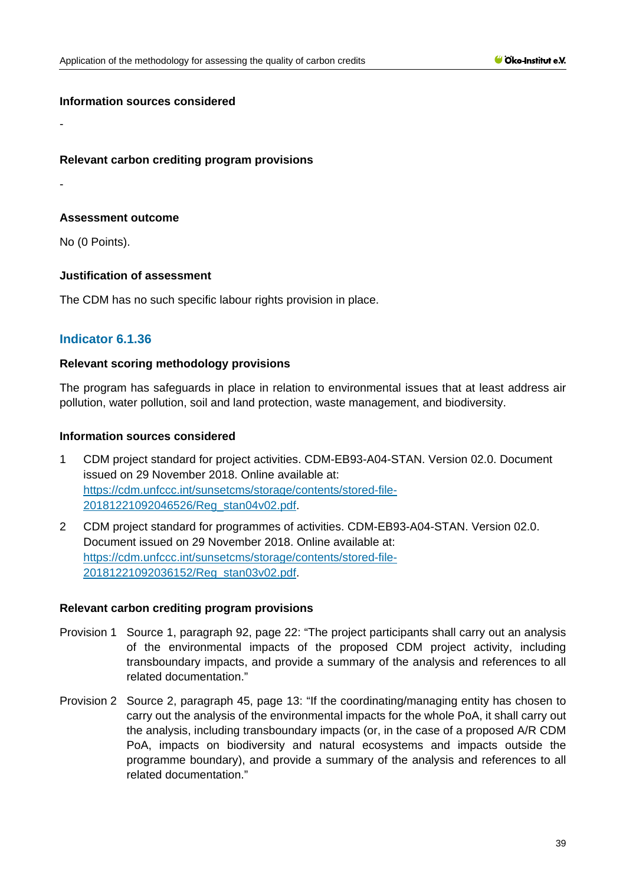#### Information sources considered

-

#### Relevant carbon crediting program provisions

-

#### Assessment outcome

No (0 Points).

#### Justification of assessment

The CDM has no such specific labour rights provision in place.

### Indicator 6.1.36

#### Relevant scoring methodology provisions

The program has safeguards in place in relation to environmental issues that at least address air pollution, water pollution, soil and land protection, waste management, and biodiversity.

#### Information sources considered

1. CDM project standard for project activities. CDM-EB93-A04-STAN. Version 02.0. Document issued on 29 November 2018. Online available at: [https://cdm.unfccc.int/sunsetcms/storage/contents/stored-file-20181221092046526/Reg_stan04v02.pdf](https://cdm.unfccc.int/sunsetcms/storage/contents/stored-file-20181221092046526/Reg_stan04v02.pdf).
2. CDM project standard for programmes of activities. CDM-EB93-A04-STAN. Version 02.0. Document issued on 29 November 2018. Online available at: [https://cdm.unfccc.int/sunsetcms/storage/contents/stored-file-20181221092036152/Reg_stan03v02.pdf](https://cdm.unfccc.int/sunsetcms/storage/contents/stored-file-20181221092036152/Reg_stan03v02.pdf).

#### Relevant carbon crediting program provisions

Provision 1 Source 1, paragraph 92, page 22: “The project participants shall carry out an analysis of the environmental impacts of the proposed CDM project activity, including transboundary impacts, and provide a summary of the analysis and references to all related documentation.”

Provision 2 Source 2, paragraph 45, page 13: “If the coordinating/managing entity has chosen to carry out the analysis of the environmental impacts for the whole PoA, it shall carry out the analysis, including transboundary impacts (or, in the case of a proposed A/R CDM PoA, impacts on biodiversity and natural ecosystems and impacts outside the programme boundary), and provide a summary of the analysis and references to all related documentation.”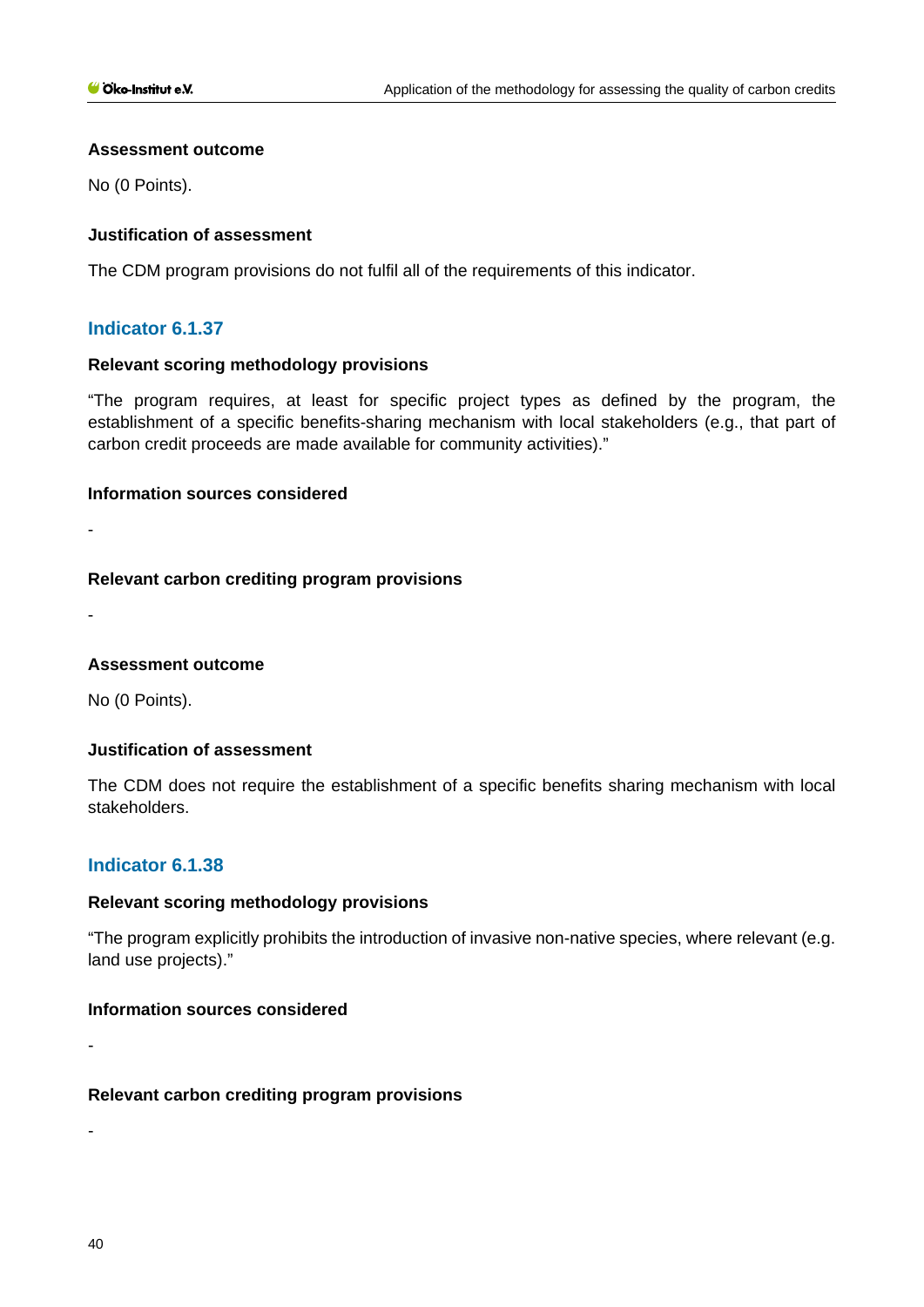**Assessment outcome**

No (0 Points).

**Justification of assessment**

The CDM program provisions do not fulfil all of the requirements of this indicator.

### Indicator 6.1.37

**Relevant scoring methodology provisions**

"The program requires, at least for specific project types as defined by the program, the establishment of a specific benefits-sharing mechanism with local stakeholders (e.g., that part of carbon credit proceeds are made available for community activities)."

**Information sources considered**

-

**Relevant carbon crediting program provisions**

-

**Assessment outcome**

No (0 Points).

**Justification of assessment**

The CDM does not require the establishment of a specific benefits sharing mechanism with local stakeholders.

### Indicator 6.1.38

**Relevant scoring methodology provisions**

"The program explicitly prohibits the introduction of invasive non-native species, where relevant (e.g. land use projects)."

**Information sources considered**

-

**Relevant carbon crediting program provisions**

-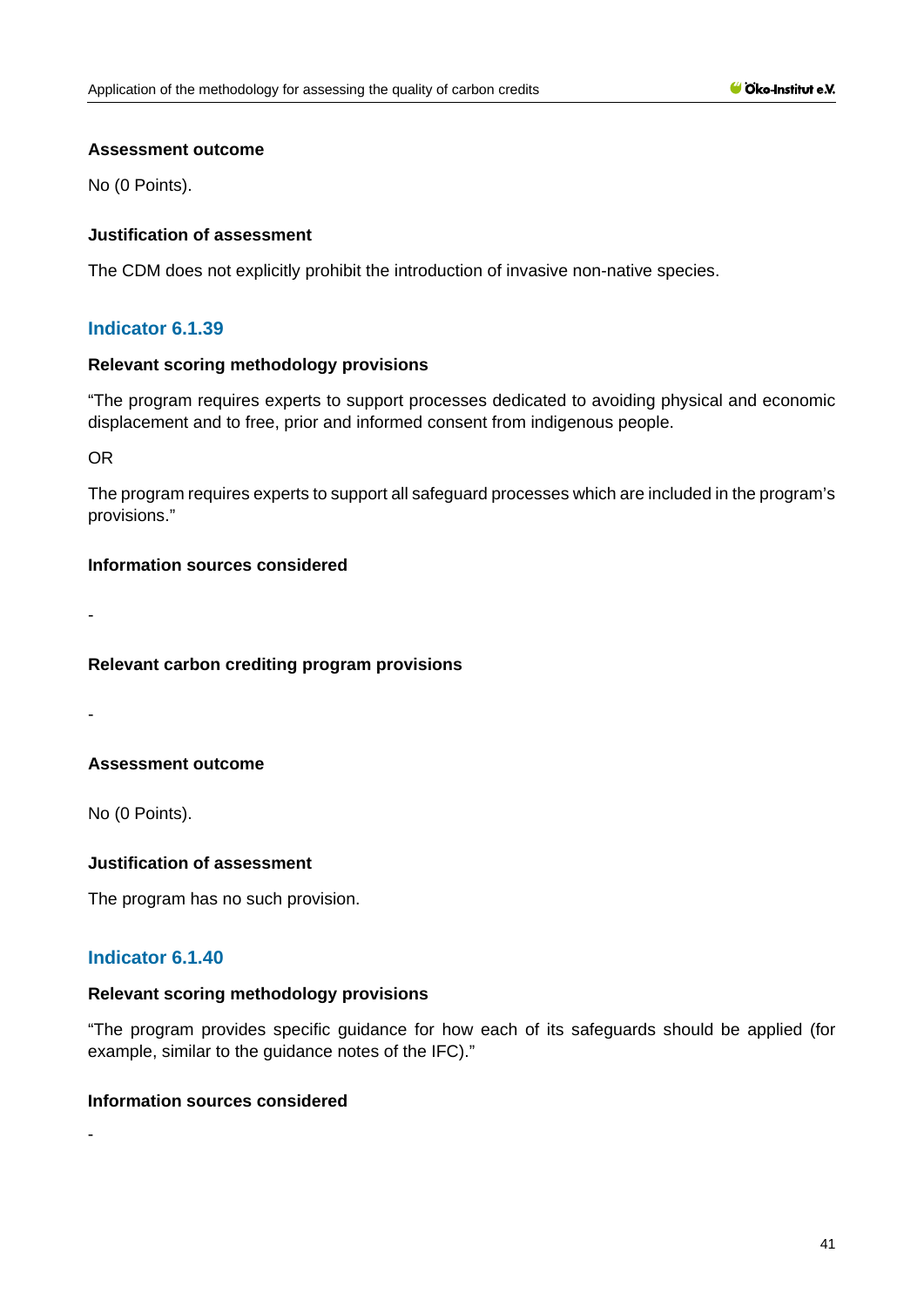#### Assessment outcome

No (0 Points).

#### Justification of assessment

The CDM does not explicitly prohibit the introduction of invasive non-native species.

### Indicator 6.1.39

#### Relevant scoring methodology provisions

"The program requires experts to support processes dedicated to avoiding physical and economic displacement and to free, prior and informed consent from indigenous people.

OR

The program requires experts to support all safeguard processes which are included in the program's provisions."

#### Information sources considered

-

#### Relevant carbon crediting program provisions

-

#### Assessment outcome

No (0 Points).

#### Justification of assessment

The program has no such provision.

### Indicator 6.1.40

#### Relevant scoring methodology provisions

"The program provides specific guidance for how each of its safeguards should be applied (for example, similar to the guidance notes of the IFC)."

#### Information sources considered

-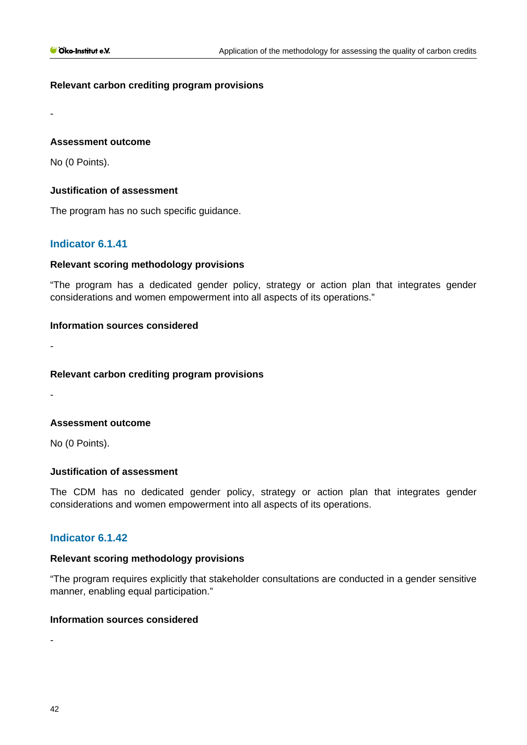#### Relevant carbon crediting program provisions

-

#### Assessment outcome

No (0 Points).

#### Justification of assessment

The program has no such specific guidance.

### Indicator 6.1.41

#### Relevant scoring methodology provisions

"The program has a dedicated gender policy, strategy or action plan that integrates gender considerations and women empowerment into all aspects of its operations."

#### Information sources considered

-

#### Relevant carbon crediting program provisions

-

#### Assessment outcome

No (0 Points).

#### Justification of assessment

The CDM has no dedicated gender policy, strategy or action plan that integrates gender considerations and women empowerment into all aspects of its operations.

### Indicator 6.1.42

#### Relevant scoring methodology provisions

"The program requires explicitly that stakeholder consultations are conducted in a gender sensitive manner, enabling equal participation."

#### Information sources considered

-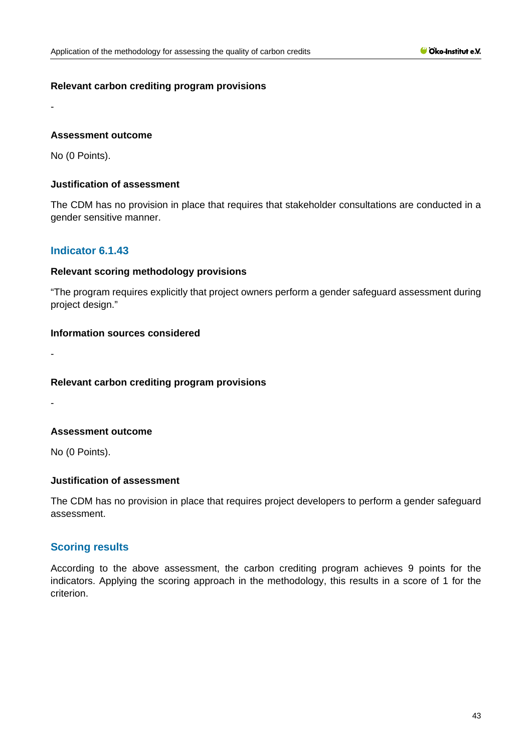#### Relevant carbon crediting program provisions

-

#### Assessment outcome

No (0 Points).

#### Justification of assessment

The CDM has no provision in place that requires that stakeholder consultations are conducted in a gender sensitive manner.

### Indicator 6.1.43

#### Relevant scoring methodology provisions

"The program requires explicitly that project owners perform a gender safeguard assessment during project design."

#### Information sources considered

-

#### Relevant carbon crediting program provisions

-

#### Assessment outcome

No (0 Points).

#### Justification of assessment

The CDM has no provision in place that requires project developers to perform a gender safeguard assessment.

### Scoring results

According to the above assessment, the carbon crediting program achieves 9 points for the indicators. Applying the scoring approach in the methodology, this results in a score of 1 for the criterion.